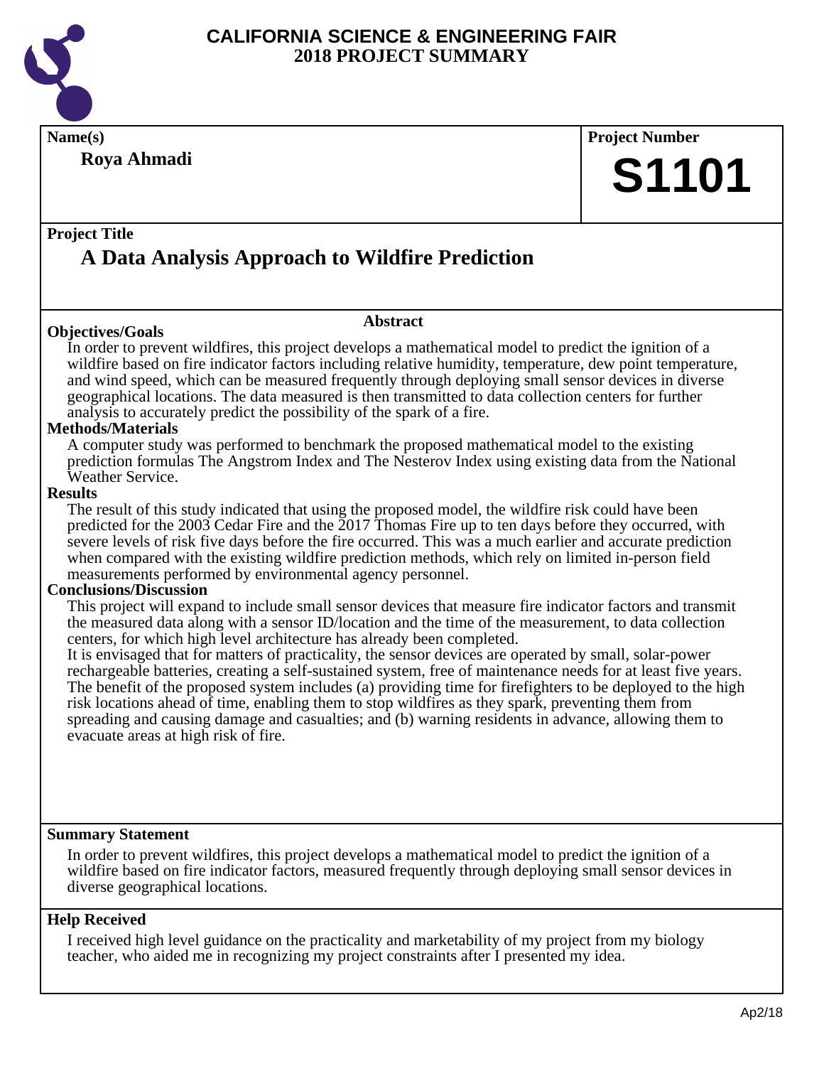# CALIFORNIA SCIENCE & ENGINEERING FAIR
## 2018 PROJECT SUMMARY

**Name(s)**

**Roya Ahmadi**

**Project Number**

**S1101**

**Project Title**

## A Data Analysis Approach to Wildfire Prediction

### Abstract

**Objectives/Goals**

In order to prevent wildfires, this project develops a mathematical model to predict the ignition of a wildfire based on fire indicator factors including relative humidity, temperature, dew point temperature, and wind speed, which can be measured frequently through deploying small sensor devices in diverse geographical locations. The data measured is then transmitted to data collection centers for further analysis to accurately predict the possibility of the spark of a fire.

**Methods/Materials**

A computer study was performed to benchmark the proposed mathematical model to the existing prediction formulas The Angstrom Index and The Nesterov Index using existing data from the National Weather Service.

**Results**

The result of this study indicated that using the proposed model, the wildfire risk could have been predicted for the 2003 Cedar Fire and the 2017 Thomas Fire up to ten days before they occurred, with severe levels of risk five days before the fire occurred. This was a much earlier and accurate prediction when compared with the existing wildfire prediction methods, which rely on limited in-person field measurements performed by environmental agency personnel.

**Conclusions/Discussion**

This project will expand to include small sensor devices that measure fire indicator factors and transmit the measured data along with a sensor ID/location and the time of the measurement, to data collection centers, for which high level architecture has already been completed.

It is envisaged that for matters of practicality, the sensor devices are operated by small, solar-power rechargeable batteries, creating a self-sustained system, free of maintenance needs for at least five years. The benefit of the proposed system includes (a) providing time for firefighters to be deployed to the high risk locations ahead of time, enabling them to stop wildfires as they spark, preventing them from spreading and causing damage and casualties; and (b) warning residents in advance, allowing them to evacuate areas at high risk of fire.

**Summary Statement**

In order to prevent wildfires, this project develops a mathematical model to predict the ignition of a wildfire based on fire indicator factors, measured frequently through deploying small sensor devices in diverse geographical locations.

**Help Received**

I received high level guidance on the practicality and marketability of my project from my biology teacher, who aided me in recognizing my project constraints after I presented my idea.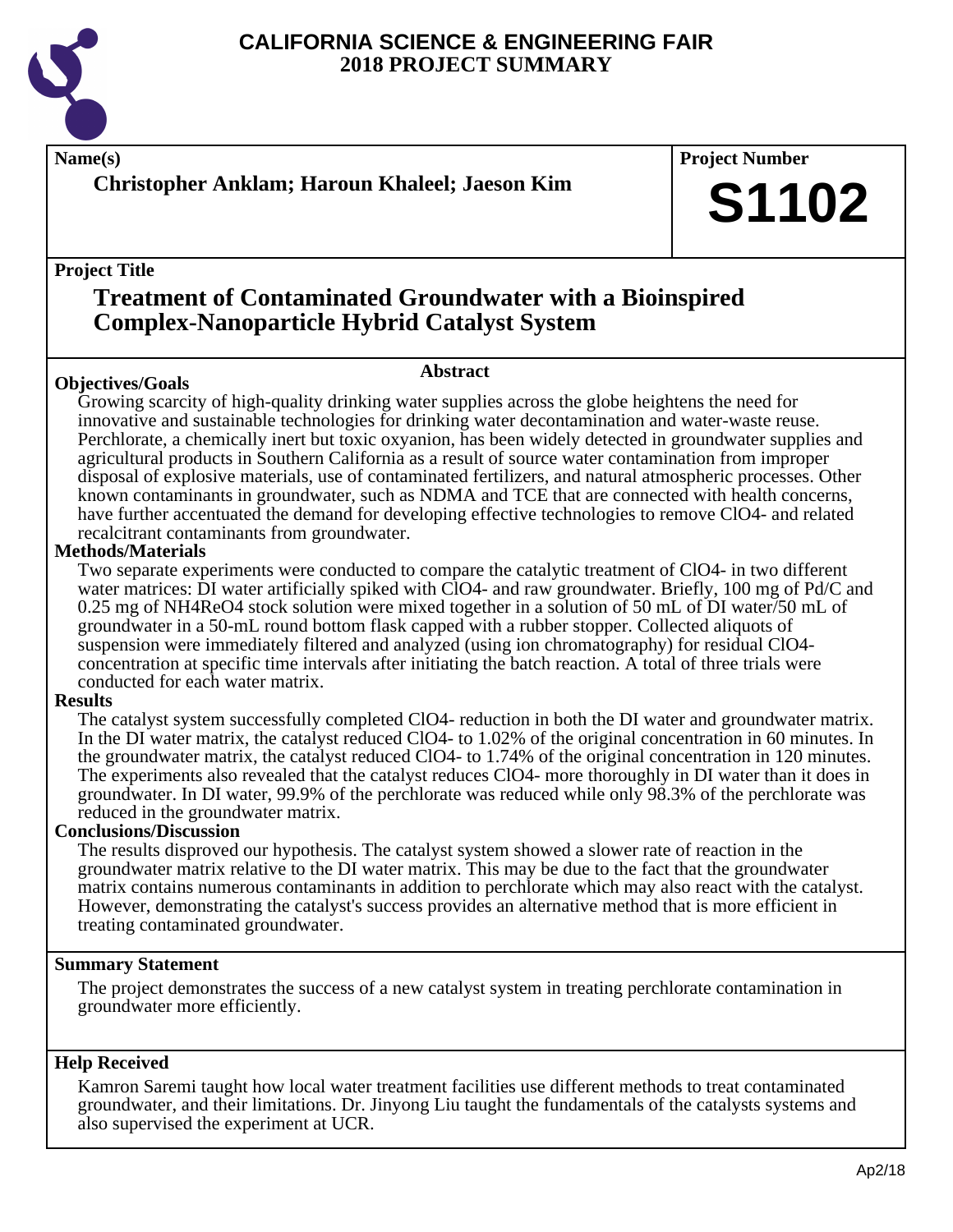# CALIFORNIA SCIENCE & ENGINEERING FAIR
## 2018 PROJECT SUMMARY

**Name(s)**

**Christopher Anklam; Haroun Khaleel; Jaeson Kim**

**Project Number**

**S1102**

**Project Title**

## Treatment of Contaminated Groundwater with a Bioinspired Complex-Nanoparticle Hybrid Catalyst System

### Abstract

**Objectives/Goals**

Growing scarcity of high-quality drinking water supplies across the globe heightens the need for innovative and sustainable technologies for drinking water decontamination and water-waste reuse. Perchlorate, a chemically inert but toxic oxyanion, has been widely detected in groundwater supplies and agricultural products in Southern California as a result of source water contamination from improper disposal of explosive materials, use of contaminated fertilizers, and natural atmospheric processes. Other known contaminants in groundwater, such as NDMA and TCE that are connected with health concerns, have further accentuated the demand for developing effective technologies to remove $ClO_4^-$ and related recalcitrant contaminants from groundwater.

**Methods/Materials**

Two separate experiments were conducted to compare the catalytic treatment of $ClO_4^-$ in two different water matrices: DI water artificially spiked with $ClO_4^-$ and raw groundwater. Briefly, 100 mg of Pd/C and 0.25 mg of $NH_4ReO_4$ stock solution were mixed together in a solution of 50 mL of DI water/50 mL of groundwater in a 50-mL round bottom flask capped with a rubber stopper. Collected aliquots of suspension were immediately filtered and analyzed (using ion chromatography) for residual $ClO_4^-$ concentration at specific time intervals after initiating the batch reaction. A total of three trials were conducted for each water matrix.

**Results**

The catalyst system successfully completed $ClO_4^-$ reduction in both the DI water and groundwater matrix. In the DI water matrix, the catalyst reduced $ClO_4^-$ to 1.02% of the original concentration in 60 minutes. In the groundwater matrix, the catalyst reduced $ClO_4^-$ to 1.74% of the original concentration in 120 minutes. The experiments also revealed that the catalyst reduces $ClO_4^-$ more thoroughly in DI water than it does in groundwater. In DI water, 99.9% of the perchlorate was reduced while only 98.3% of the perchlorate was reduced in the groundwater matrix.

**Conclusions/Discussion**

The results disproved our hypothesis. The catalyst system showed a slower rate of reaction in the groundwater matrix relative to the DI water matrix. This may be due to the fact that the groundwater matrix contains numerous contaminants in addition to perchlorate which may also react with the catalyst. However, demonstrating the catalyst's success provides an alternative method that is more efficient in treating contaminated groundwater.

**Summary Statement**

The project demonstrates the success of a new catalyst system in treating perchlorate contamination in groundwater more efficiently.

**Help Received**

Kamron Saremi taught how local water treatment facilities use different methods to treat contaminated groundwater, and their limitations. Dr. Jinyong Liu taught the fundamentals of the catalysts systems and also supervised the experiment at UCR.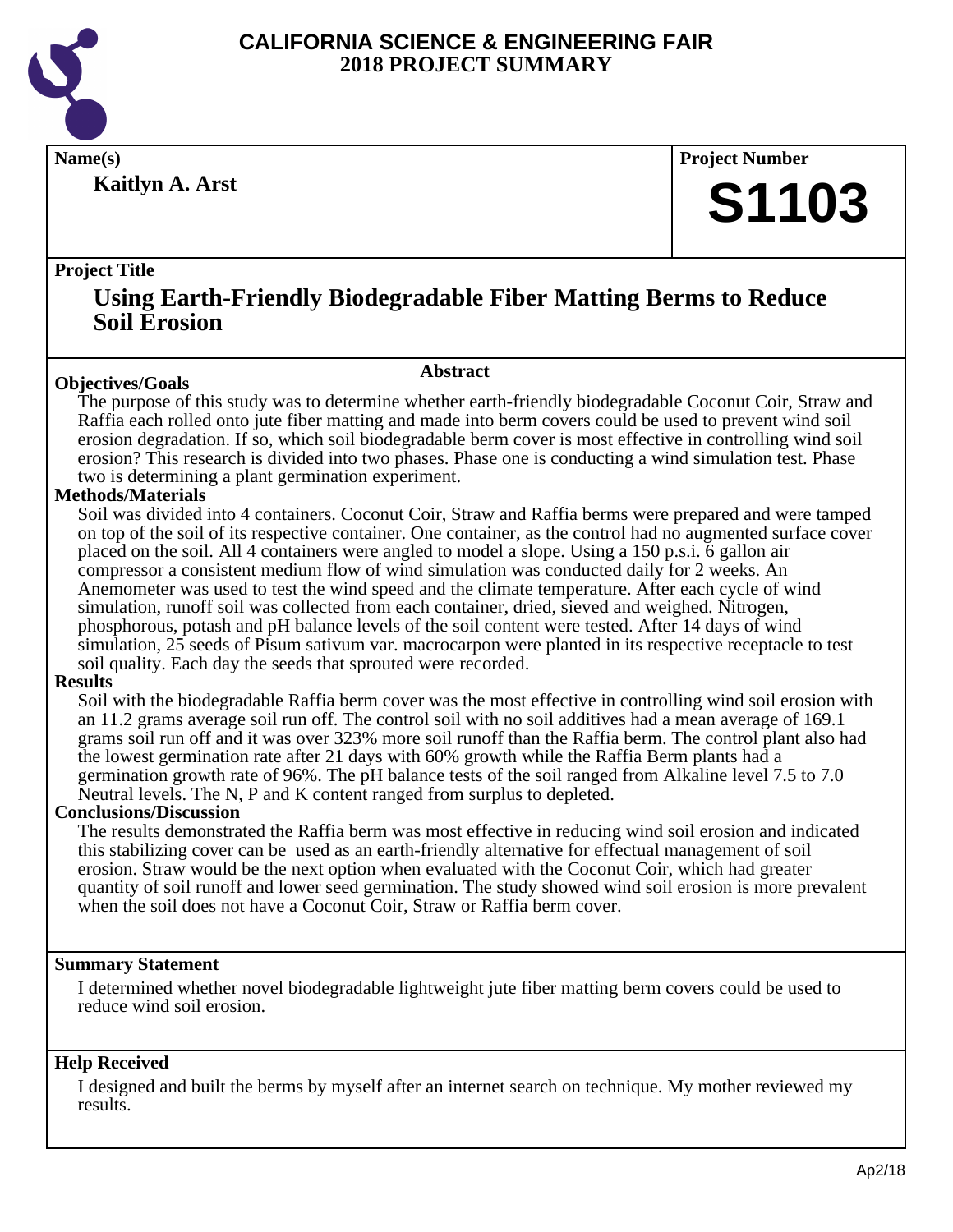# CALIFORNIA SCIENCE & ENGINEERING FAIR
## 2018 PROJECT SUMMARY

**Name(s)**

**Kaitlyn A. Arst**

**Project Number**

**S1103**

**Project Title**

## Using Earth-Friendly Biodegradable Fiber Matting Berms to Reduce Soil Erosion

### Abstract

**Objectives/Goals**

The purpose of this study was to determine whether earth-friendly biodegradable Coconut Coir, Straw and Raffia each rolled onto jute fiber matting and made into berm covers could be used to prevent wind soil erosion degradation. If so, which soil biodegradable berm cover is most effective in controlling wind soil erosion? This research is divided into two phases. Phase one is conducting a wind simulation test. Phase two is determining a plant germination experiment.

**Methods/Materials**

Soil was divided into 4 containers. Coconut Coir, Straw and Raffia berms were prepared and were tamped on top of the soil of its respective container. One container, as the control had no augmented surface cover placed on the soil. All 4 containers were angled to model a slope. Using a 150 p.s.i. 6 gallon air compressor a consistent medium flow of wind simulation was conducted daily for 2 weeks. An Anemometer was used to test the wind speed and the climate temperature. After each cycle of wind simulation, runoff soil was collected from each container, dried, sieved and weighed. Nitrogen, phosphorous, potash and pH balance levels of the soil content were tested. After 14 days of wind simulation, 25 seeds of Pisum sativum var. macrocarpon were planted in its respective receptacle to test soil quality. Each day the seeds that sprouted were recorded.

**Results**

Soil with the biodegradable Raffia berm cover was the most effective in controlling wind soil erosion with an 11.2 grams average soil run off. The control soil with no soil additives had a mean average of 169.1 grams soil run off and it was over 323% more soil runoff than the Raffia berm. The control plant also had the lowest germination rate after 21 days with 60% growth while the Raffia Berm plants had a germination growth rate of 96%. The pH balance tests of the soil ranged from Alkaline level 7.5 to 7.0 Neutral levels. The N, P and K content ranged from surplus to depleted.

**Conclusions/Discussion**

The results demonstrated the Raffia berm was most effective in reducing wind soil erosion and indicated this stabilizing cover can be used as an earth-friendly alternative for effectual management of soil erosion. Straw would be the next option when evaluated with the Coconut Coir, which had greater quantity of soil runoff and lower seed germination. The study showed wind soil erosion is more prevalent when the soil does not have a Coconut Coir, Straw or Raffia berm cover.

**Summary Statement**

I determined whether novel biodegradable lightweight jute fiber matting berm covers could be used to reduce wind soil erosion.

**Help Received**

I designed and built the berms by myself after an internet search on technique. My mother reviewed my results.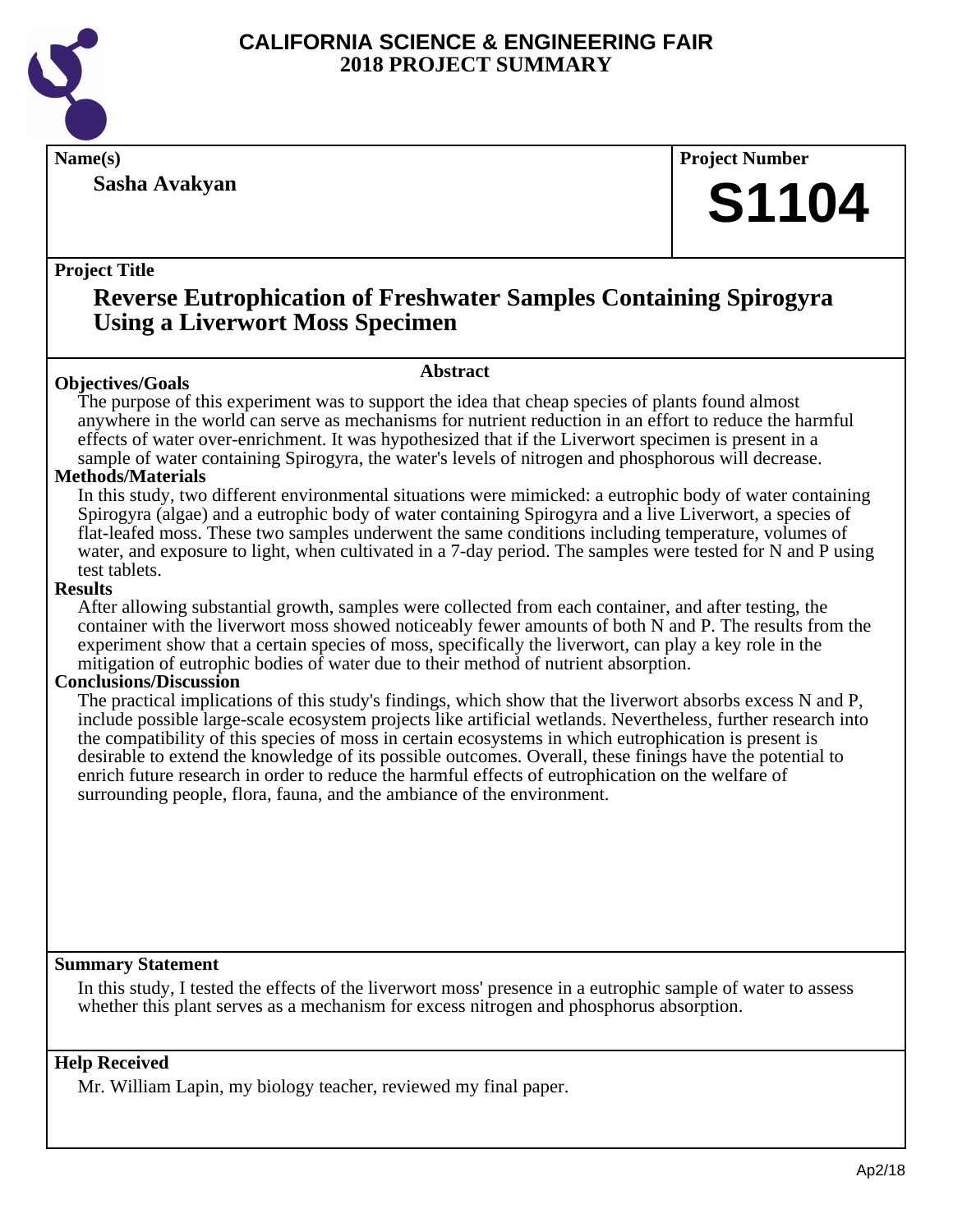# CALIFORNIA SCIENCE & ENGINEERING FAIR
## 2018 PROJECT SUMMARY

**Name(s)**

**Sasha Avakyan**

**Project Number**

# S1104

**Project Title**

## Reverse Eutrophication of Freshwater Samples Containing Spirogyra Using a Liverwort Moss Specimen

### Abstract

**Objectives/Goals**

The purpose of this experiment was to support the idea that cheap species of plants found almost anywhere in the world can serve as mechanisms for nutrient reduction in an effort to reduce the harmful effects of water over-enrichment. It was hypothesized that if the Liverwort specimen is present in a sample of water containing Spirogyra, the water's levels of nitrogen and phosphorous will decrease.

**Methods/Materials**

In this study, two different environmental situations were mimicked: a eutrophic body of water containing Spirogyra (algae) and a eutrophic body of water containing Spirogyra and a live Liverwort, a species of flat-leafed moss. These two samples underwent the same conditions including temperature, volumes of water, and exposure to light, when cultivated in a 7-day period. The samples were tested for N and P using test tablets.

**Results**

After allowing substantial growth, samples were collected from each container, and after testing, the container with the liverwort moss showed noticeably fewer amounts of both N and P. The results from the experiment show that a certain species of moss, specifically the liverwort, can play a key role in the mitigation of eutrophic bodies of water due to their method of nutrient absorption.

**Conclusions/Discussion**

The practical implications of this study's findings, which show that the liverwort absorbs excess N and P, include possible large-scale ecosystem projects like artificial wetlands. Nevertheless, further research into the compatibility of this species of moss in certain ecosystems in which eutrophication is present is desirable to extend the knowledge of its possible outcomes. Overall, these finings have the potential to enrich future research in order to reduce the harmful effects of eutrophication on the welfare of surrounding people, flora, fauna, and the ambiance of the environment.

**Summary Statement**

In this study, I tested the effects of the liverwort moss' presence in a eutrophic sample of water to assess whether this plant serves as a mechanism for excess nitrogen and phosphorus absorption.

**Help Received**

Mr. William Lapin, my biology teacher, reviewed my final paper.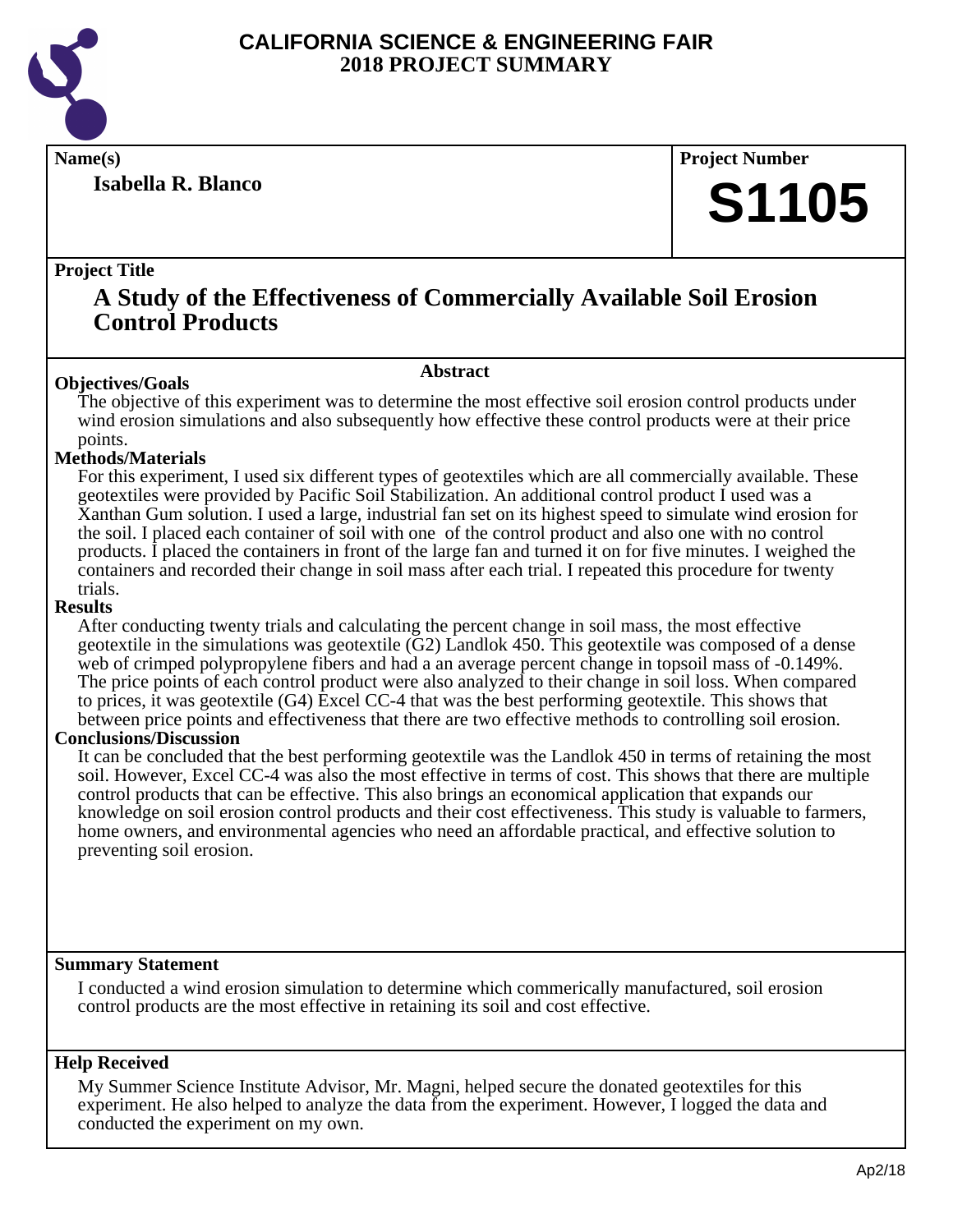# CALIFORNIA SCIENCE & ENGINEERING FAIR
## 2018 PROJECT SUMMARY

**Name(s)**

**Isabella R. Blanco**

**Project Number**

**S1105**

**Project Title**

## A Study of the Effectiveness of Commercially Available Soil Erosion Control Products

**Abstract**

**Objectives/Goals**

The objective of this experiment was to determine the most effective soil erosion control products under wind erosion simulations and also subsequently how effective these control products were at their price points.

**Methods/Materials**

For this experiment, I used six different types of geotextiles which are all commercially available. These geotextiles were provided by Pacific Soil Stabilization. An additional control product I used was a Xanthan Gum solution. I used a large, industrial fan set on its highest speed to simulate wind erosion for the soil. I placed each container of soil with one of the control product and also one with no control products. I placed the containers in front of the large fan and turned it on for five minutes. I weighed the containers and recorded their change in soil mass after each trial. I repeated this procedure for twenty trials.

**Results**

After conducting twenty trials and calculating the percent change in soil mass, the most effective geotextile in the simulations was geotextile (G2) Landlok 450. This geotextile was composed of a dense web of crimped polypropylene fibers and had a an average percent change in topsoil mass of -0.149%. The price points of each control product were also analyzed to their change in soil loss. When compared to prices, it was geotextile (G4) Excel CC-4 that was the best performing geotextile. This shows that between price points and effectiveness that there are two effective methods to controlling soil erosion.

**Conclusions/Discussion**

It can be concluded that the best performing geotextile was the Landlok 450 in terms of retaining the most soil. However, Excel CC-4 was also the most effective in terms of cost. This shows that there are multiple control products that can be effective. This also brings an economical application that expands our knowledge on soil erosion control products and their cost effectiveness. This study is valuable to farmers, home owners, and environmental agencies who need an affordable practical, and effective solution to preventing soil erosion.

**Summary Statement**

I conducted a wind erosion simulation to determine which commerically manufactured, soil erosion control products are the most effective in retaining its soil and cost effective.

**Help Received**

My Summer Science Institute Advisor, Mr. Magni, helped secure the donated geotextiles for this experiment. He also helped to analyze the data from the experiment. However, I logged the data and conducted the experiment on my own.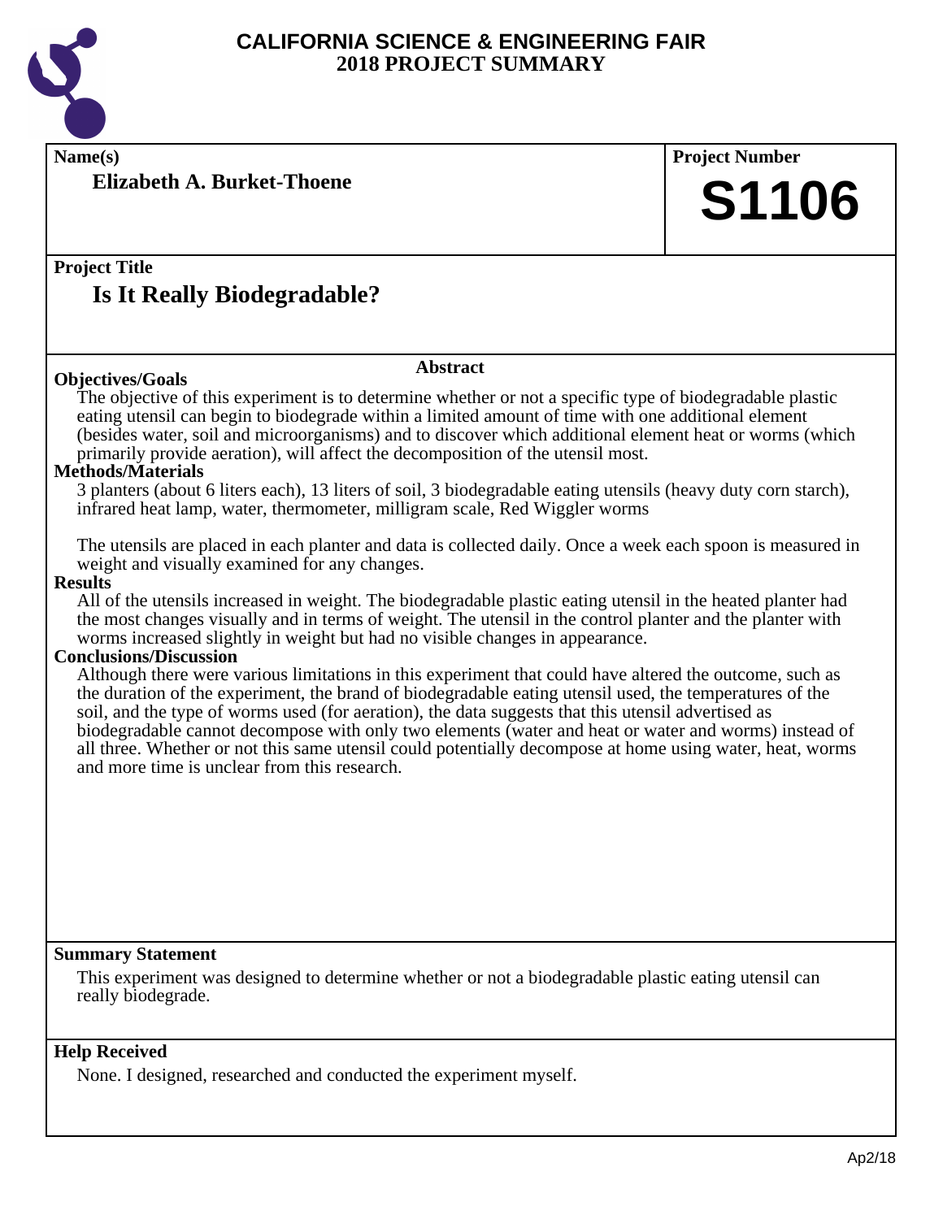# CALIFORNIA SCIENCE & ENGINEERING FAIR
## 2018 PROJECT SUMMARY

**Name(s)**

**Elizabeth A. Burket-Thoene**

**Project Number**

**S1106**

**Project Title**

## Is It Really Biodegradable?

### Abstract

**Objectives/Goals**

The objective of this experiment is to determine whether or not a specific type of biodegradable plastic eating utensil can begin to biodegrade within a limited amount of time with one additional element (besides water, soil and microorganisms) and to discover which additional element heat or worms (which primarily provide aeration), will affect the decomposition of the utensil most.

**Methods/Materials**

3 planters (about 6 liters each), 13 liters of soil, 3 biodegradable eating utensils (heavy duty corn starch), infrared heat lamp, water, thermometer, milligram scale, Red Wiggler worms

The utensils are placed in each planter and data is collected daily. Once a week each spoon is measured in weight and visually examined for any changes.

**Results**

All of the utensils increased in weight. The biodegradable plastic eating utensil in the heated planter had the most changes visually and in terms of weight. The utensil in the control planter and the planter with worms increased slightly in weight but had no visible changes in appearance.

**Conclusions/Discussion**

Although there were various limitations in this experiment that could have altered the outcome, such as the duration of the experiment, the brand of biodegradable eating utensil used, the temperatures of the soil, and the type of worms used (for aeration), the data suggests that this utensil advertised as biodegradable cannot decompose with only two elements (water and heat or water and worms) instead of all three. Whether or not this same utensil could potentially decompose at home using water, heat, worms and more time is unclear from this research.

**Summary Statement**

This experiment was designed to determine whether or not a biodegradable plastic eating utensil can really biodegrade.

**Help Received**

None. I designed, researched and conducted the experiment myself.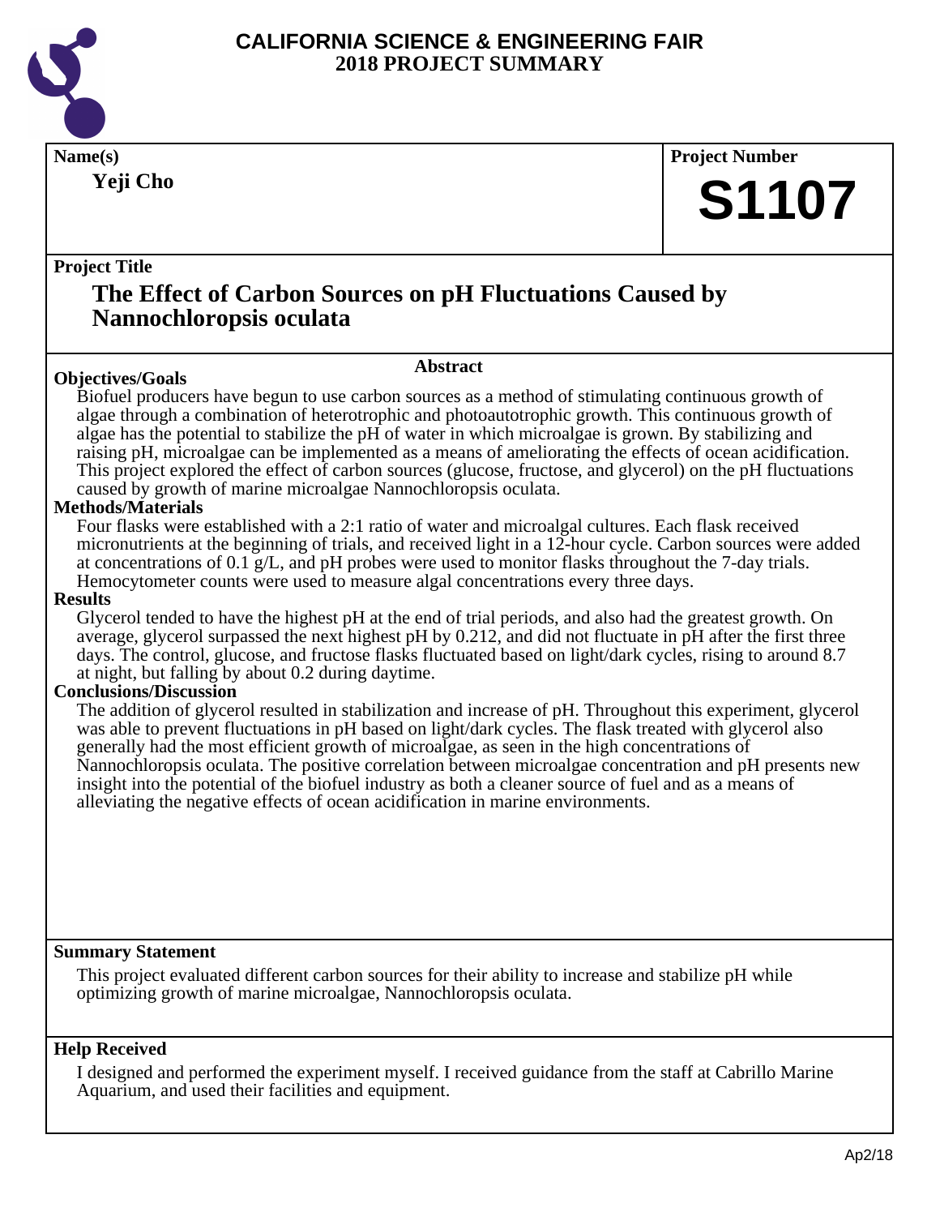# CALIFORNIA SCIENCE & ENGINEERING FAIR
# 2018 PROJECT SUMMARY

**Name(s)**

**Yeji Cho**

**Project Number**

**S1107**

**Project Title**

## The Effect of Carbon Sources on pH Fluctuations Caused by Nannochloropsis oculata

### Abstract

**Objectives/Goals**

Biofuel producers have begun to use carbon sources as a method of stimulating continuous growth of algae through a combination of heterotrophic and photoautotrophic growth. This continuous growth of algae has the potential to stabilize the pH of water in which microalgae is grown. By stabilizing and raising pH, microalgae can be implemented as a means of ameliorating the effects of ocean acidification. This project explored the effect of carbon sources (glucose, fructose, and glycerol) on the pH fluctuations caused by growth of marine microalgae Nannochloropsis oculata.

**Methods/Materials**

Four flasks were established with a 2:1 ratio of water and microalgal cultures. Each flask received micronutrients at the beginning of trials, and received light in a 12-hour cycle. Carbon sources were added at concentrations of 0.1 g/L, and pH probes were used to monitor flasks throughout the 7-day trials. Hemocytometer counts were used to measure algal concentrations every three days.

**Results**

Glycerol tended to have the highest pH at the end of trial periods, and also had the greatest growth. On average, glycerol surpassed the next highest pH by 0.212, and did not fluctuate in pH after the first three days. The control, glucose, and fructose flasks fluctuated based on light/dark cycles, rising to around 8.7 at night, but falling by about 0.2 during daytime.

**Conclusions/Discussion**

The addition of glycerol resulted in stabilization and increase of pH. Throughout this experiment, glycerol was able to prevent fluctuations in pH based on light/dark cycles. The flask treated with glycerol also generally had the most efficient growth of microalgae, as seen in the high concentrations of Nannochloropsis oculata. The positive correlation between microalgae concentration and pH presents new insight into the potential of the biofuel industry as both a cleaner source of fuel and as a means of alleviating the negative effects of ocean acidification in marine environments.

**Summary Statement**

This project evaluated different carbon sources for their ability to increase and stabilize pH while optimizing growth of marine microalgae, Nannochloropsis oculata.

**Help Received**

I designed and performed the experiment myself. I received guidance from the staff at Cabrillo Marine Aquarium, and used their facilities and equipment.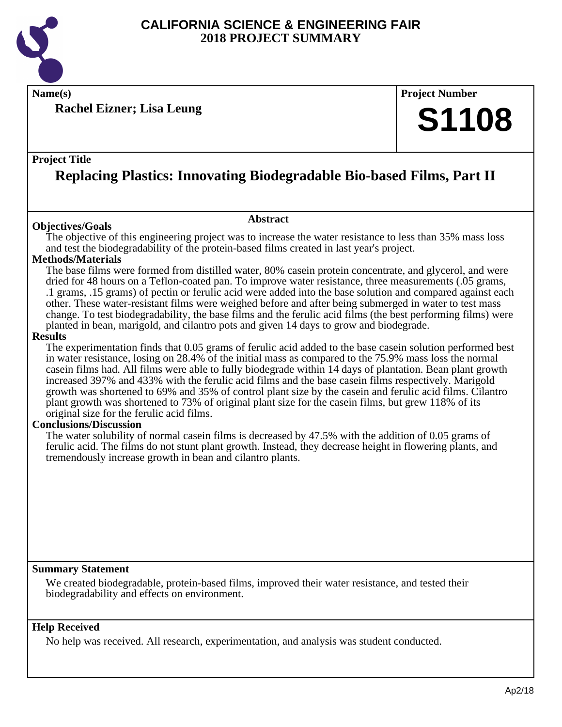# CALIFORNIA SCIENCE & ENGINEERING FAIR
## 2018 PROJECT SUMMARY

**Name(s)**

**Rachel Eizner; Lisa Leung**

**Project Number**

**S1108**

**Project Title**

## Replacing Plastics: Innovating Biodegradable Bio-based Films, Part II

**Abstract**

### Objectives/Goals

The objective of this engineering project was to increase the water resistance to less than 35% mass loss and test the biodegradability of the protein-based films created in last year's project.

### Methods/Materials

The base films were formed from distilled water, 80% casein protein concentrate, and glycerol, and were dried for 48 hours on a Teflon-coated pan. To improve water resistance, three measurements (.05 grams, .1 grams, .15 grams) of pectin or ferulic acid were added into the base solution and compared against each other. These water-resistant films were weighed before and after being submerged in water to test mass change. To test biodegradability, the base films and the ferulic acid films (the best performing films) were planted in bean, marigold, and cilantro pots and given 14 days to grow and biodegrade.

### Results

The experimentation finds that 0.05 grams of ferulic acid added to the base casein solution performed best in water resistance, losing on 28.4% of the initial mass as compared to the 75.9% mass loss the normal casein films had. All films were able to fully biodegrade within 14 days of plantation. Bean plant growth increased 397% and 433% with the ferulic acid films and the base casein films respectively. Marigold growth was shortened to 69% and 35% of control plant size by the casein and ferulic acid films. Cilantro plant growth was shortened to 73% of original plant size for the casein films, but grew 118% of its original size for the ferulic acid films.

### Conclusions/Discussion

The water solubility of normal casein films is decreased by 47.5% with the addition of 0.05 grams of ferulic acid. The films do not stunt plant growth. Instead, they decrease height in flowering plants, and tremendously increase growth in bean and cilantro plants.

### Summary Statement

We created biodegradable, protein-based films, improved their water resistance, and tested their biodegradability and effects on environment.

### Help Received

No help was received. All research, experimentation, and analysis was student conducted.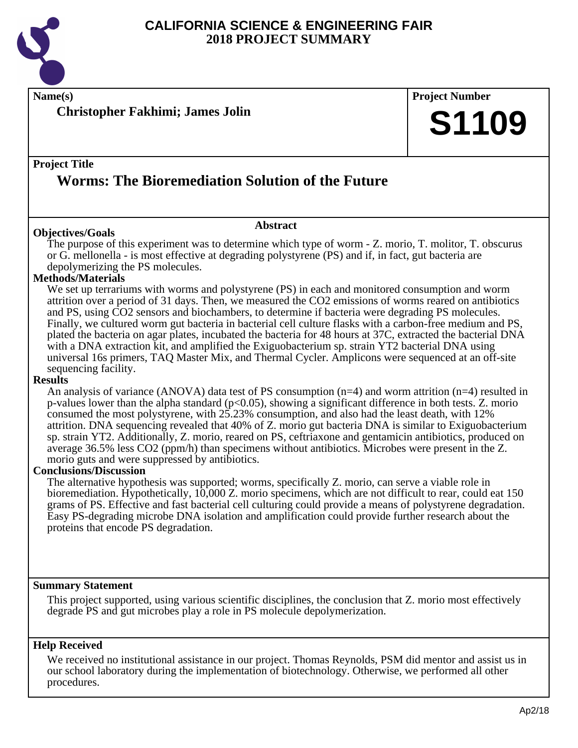# CALIFORNIA SCIENCE & ENGINEERING FAIR
# 2018 PROJECT SUMMARY

**Name(s)**

**Christopher Fakhimi; James Jolin**

**Project Number**

**S1109**

**Project Title**

## Worms: The Bioremediation Solution of the Future

**Abstract**

**Objectives/Goals**

The purpose of this experiment was to determine which type of worm - Z. morio, T. molitor, T. obscurus or G. mellonella - is most effective at degrading polystyrene (PS) and if, in fact, gut bacteria are depolymerizing the PS molecules.

**Methods/Materials**

We set up terrariums with worms and polystyrene (PS) in each and monitored consumption and worm attrition over a period of 31 days. Then, we measured the $CO_2$ emissions of worms reared on antibiotics and PS, using $CO_2$ sensors and biochambers, to determine if bacteria were degrading PS molecules. Finally, we cultured worm gut bacteria in bacterial cell culture flasks with a carbon-free medium and PS, plated the bacteria on agar plates, incubated the bacteria for 48 hours at 37C, extracted the bacterial DNA with a DNA extraction kit, and amplified the Exiguobacterium sp. strain YT2 bacterial DNA using universal 16s primers, TAQ Master Mix, and Thermal Cycler. Amplicons were sequenced at an off-site sequencing facility.

**Results**

An analysis of variance (ANOVA) data test of PS consumption ($n=4$) and worm attrition ($n=4$) resulted in p-values lower than the alpha standard ($p<0.05$), showing a significant difference in both tests. Z. morio consumed the most polystyrene, with 25.23% consumption, and also had the least death, with 12% attrition. DNA sequencing revealed that 40% of Z. morio gut bacteria DNA is similar to Exiguobacterium sp. strain YT2. Additionally, Z. morio, reared on PS, ceftriaxone and gentamicin antibiotics, produced on average 36.5% less $CO_2$ (ppm/h) than specimens without antibiotics. Microbes were present in the Z. morio guts and were suppressed by antibiotics.

**Conclusions/Discussion**

The alternative hypothesis was supported; worms, specifically Z. morio, can serve a viable role in bioremediation. Hypothetically, 10,000 Z. morio specimens, which are not difficult to rear, could eat 150 grams of PS. Effective and fast bacterial cell culturing could provide a means of polystyrene degradation. Easy PS-degrading microbe DNA isolation and amplification could provide further research about the proteins that encode PS degradation.

**Summary Statement**

This project supported, using various scientific disciplines, the conclusion that Z. morio most effectively degrade PS and gut microbes play a role in PS molecule depolymerization.

**Help Received**

We received no institutional assistance in our project. Thomas Reynolds, PSM did mentor and assist us in our school laboratory during the implementation of biotechnology. Otherwise, we performed all other procedures.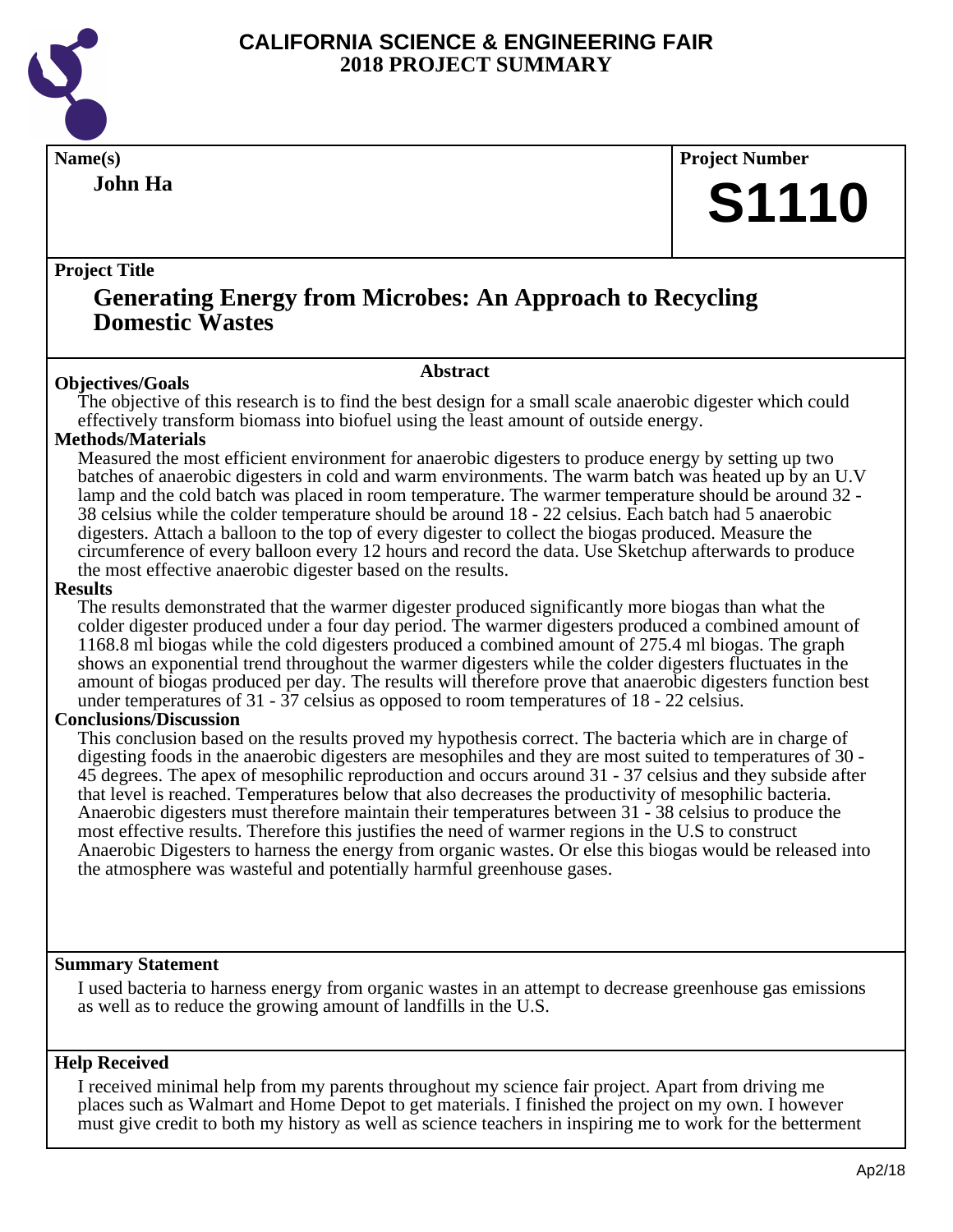# CALIFORNIA SCIENCE & ENGINEERING FAIR
## 2018 PROJECT SUMMARY

**Name(s)**

**John Ha**

**Project Number**

**S1110**

**Project Title**

## Generating Energy from Microbes: An Approach to Recycling Domestic Wastes

**Abstract**

### Objectives/Goals

The objective of this research is to find the best design for a small scale anaerobic digester which could effectively transform biomass into biofuel using the least amount of outside energy.

### Methods/Materials

Measured the most efficient environment for anaerobic digesters to produce energy by setting up two batches of anaerobic digesters in cold and warm environments. The warm batch was heated up by an U.V lamp and the cold batch was placed in room temperature. The warmer temperature should be around 32 - 38 celsius while the colder temperature should be around 18 - 22 celsius. Each batch had 5 anaerobic digesters. Attach a balloon to the top of every digester to collect the biogas produced. Measure the circumference of every balloon every 12 hours and record the data. Use Sketchup afterwards to produce the most effective anaerobic digester based on the results.

### Results

The results demonstrated that the warmer digester produced significantly more biogas than what the colder digester produced under a four day period. The warmer digesters produced a combined amount of 1168.8 ml biogas while the cold digesters produced a combined amount of 275.4 ml biogas. The graph shows an exponential trend throughout the warmer digesters while the colder digesters fluctuates in the amount of biogas produced per day. The results will therefore prove that anaerobic digesters function best under temperatures of 31 - 37 celsius as opposed to room temperatures of 18 - 22 celsius.

### Conclusions/Discussion

This conclusion based on the results proved my hypothesis correct. The bacteria which are in charge of digesting foods in the anaerobic digesters are mesophiles and they are most suited to temperatures of 30 - 45 degrees. The apex of mesophilic reproduction and occurs around 31 - 37 celsius and they subside after that level is reached. Temperatures below that also decreases the productivity of mesophilic bacteria. Anaerobic digesters must therefore maintain their temperatures between 31 - 38 celsius to produce the most effective results. Therefore this justifies the need of warmer regions in the U.S to construct Anaerobic Digesters to harness the energy from organic wastes. Or else this biogas would be released into the atmosphere was wasteful and potentially harmful greenhouse gases.

### Summary Statement

I used bacteria to harness energy from organic wastes in an attempt to decrease greenhouse gas emissions as well as to reduce the growing amount of landfills in the U.S.

### Help Received

I received minimal help from my parents throughout my science fair project. Apart from driving me places such as Walmart and Home Depot to get materials. I finished the project on my own. I however must give credit to both my history as well as science teachers in inspiring me to work for the betterment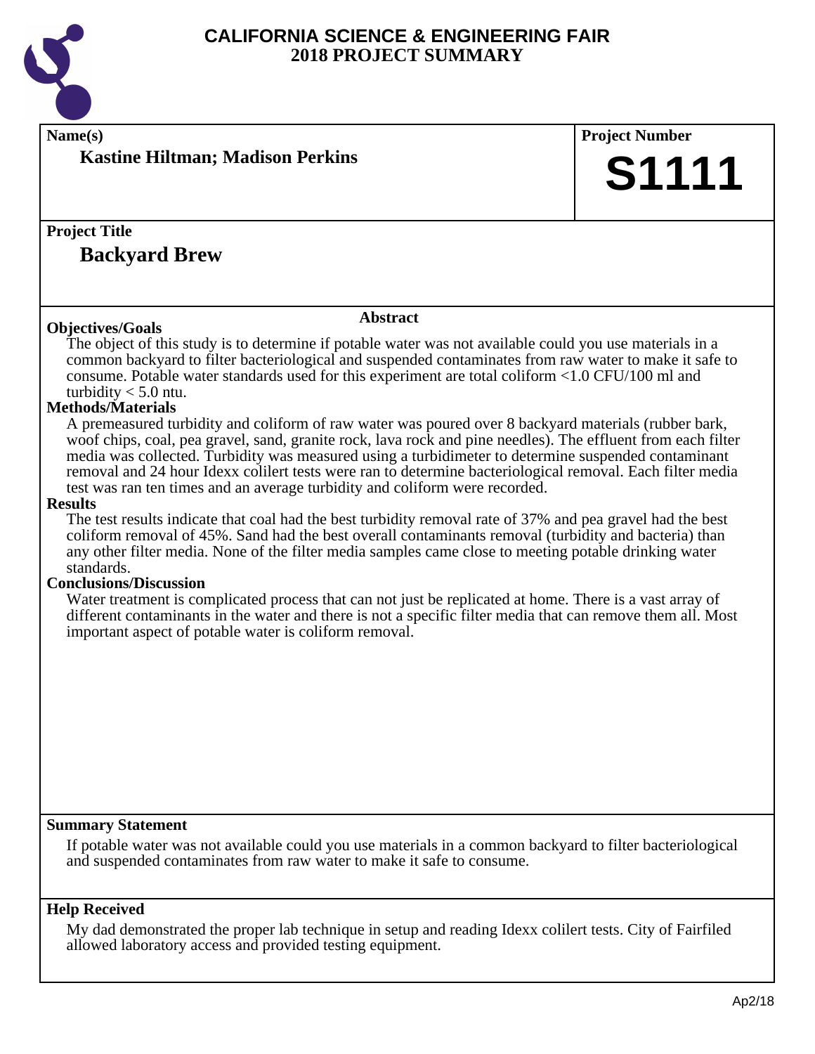# CALIFORNIA SCIENCE & ENGINEERING FAIR
## 2018 PROJECT SUMMARY

**Name(s)**

**Kastine Hiltman; Madison Perkins**

**Project Number**

**S1111**

**Project Title**

**Backyard Brew**

### Abstract

**Objectives/Goals**

The object of this study is to determine if potable water was not available could you use materials in a common backyard to filter bacteriological and suspended contaminates from raw water to make it safe to consume. Potable water standards used for this experiment are total coliform <1.0 CFU/100 ml and turbidity < 5.0 ntu.

**Methods/Materials**

A premeasured turbidity and coliform of raw water was poured over 8 backyard materials (rubber bark, woof chips, coal, pea gravel, sand, granite rock, lava rock and pine needles). The effluent from each filter media was collected. Turbidity was measured using a turbidimeter to determine suspended contaminant removal and 24 hour Idexx colilert tests were ran to determine bacteriological removal. Each filter media test was ran ten times and an average turbidity and coliform were recorded.

**Results**

The test results indicate that coal had the best turbidity removal rate of 37% and pea gravel had the best coliform removal of 45%. Sand had the best overall contaminants removal (turbidity and bacteria) than any other filter media. None of the filter media samples came close to meeting potable drinking water standards.

**Conclusions/Discussion**

Water treatment is complicated process that can not just be replicated at home. There is a vast array of different contaminants in the water and there is not a specific filter media that can remove them all. Most important aspect of potable water is coliform removal.

**Summary Statement**

If potable water was not available could you use materials in a common backyard to filter bacteriological and suspended contaminates from raw water to make it safe to consume.

**Help Received**

My dad demonstrated the proper lab technique in setup and reading Idexx colilert tests. City of Fairfiled allowed laboratory access and provided testing equipment.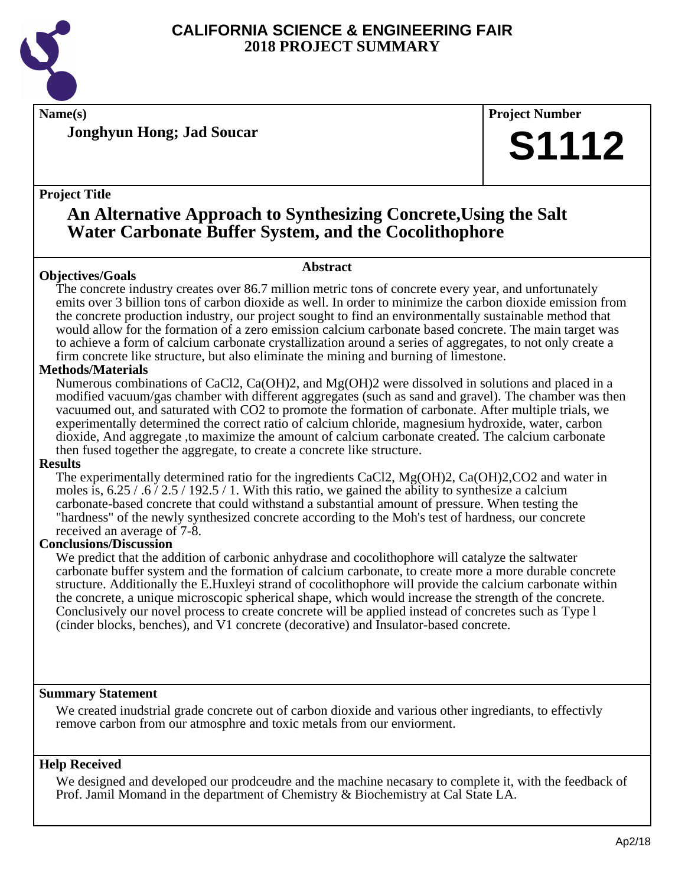# CALIFORNIA SCIENCE & ENGINEERING FAIR
# 2018 PROJECT SUMMARY

**Name(s)**

**Jonghyun Hong; Jad Soucar**

**Project Number**

**S1112**

**Project Title**

## An Alternative Approach to Synthesizing Concrete,Using the Salt Water Carbonate Buffer System, and the Cocolithophore

### Abstract

**Objectives/Goals**

The concrete industry creates over 86.7 million metric tons of concrete every year, and unfortunately emits over 3 billion tons of carbon dioxide as well. In order to minimize the carbon dioxide emission from the concrete production industry, our project sought to find an environmentally sustainable method that would allow for the formation of a zero emission calcium carbonate based concrete. The main target was to achieve a form of calcium carbonate crystallization around a series of aggregates, to not only create a firm concrete like structure, but also eliminate the mining and burning of limestone.

**Methods/Materials**

Numerous combinations of $CaCl_2$, $Ca(OH)_2$, and $Mg(OH)_2$ were dissolved in solutions and placed in a modified vacuum/gas chamber with different aggregates (such as sand and gravel). The chamber was then vacuumed out, and saturated with $CO_2$ to promote the formation of carbonate. After multiple trials, we experimentally determined the correct ratio of calcium chloride, magnesium hydroxide, water, carbon dioxide, And aggregate ,to maximize the amount of calcium carbonate created. The calcium carbonate then fused together the aggregate, to create a concrete like structure.

**Results**

The experimentally determined ratio for the ingredients $CaCl_2$, $Mg(OH)_2$, $Ca(OH)_2$,$CO_2$ and water in moles is, 6.25 / .6 / 2.5 / 192.5 / 1. With this ratio, we gained the ability to synthesize a calcium carbonate-based concrete that could withstand a substantial amount of pressure. When testing the "hardness" of the newly synthesized concrete according to the Moh's test of hardness, our concrete received an average of 7-8.

**Conclusions/Discussion**

We predict that the addition of carbonic anhydrase and cocolithophore will catalyze the saltwater carbonate buffer system and the formation of calcium carbonate, to create more a more durable concrete structure. Additionally the E.Huxleyi strand of cocolithophore will provide the calcium carbonate within the concrete, a unique microscopic spherical shape, which would increase the strength of the concrete. Conclusively our novel process to create concrete will be applied instead of concretes such as Type l (cinder blocks, benches), and V1 concrete (decorative) and Insulator-based concrete.

**Summary Statement**

We created inudstrial grade concrete out of carbon dioxide and various other ingrediants, to effectivly remove carbon from our atmosphre and toxic metals from our enviorment.

**Help Received**

We designed and developed our prodceudre and the machine necasary to complete it, with the feedback of Prof. Jamil Momand in the department of Chemistry & Biochemistry at Cal State LA.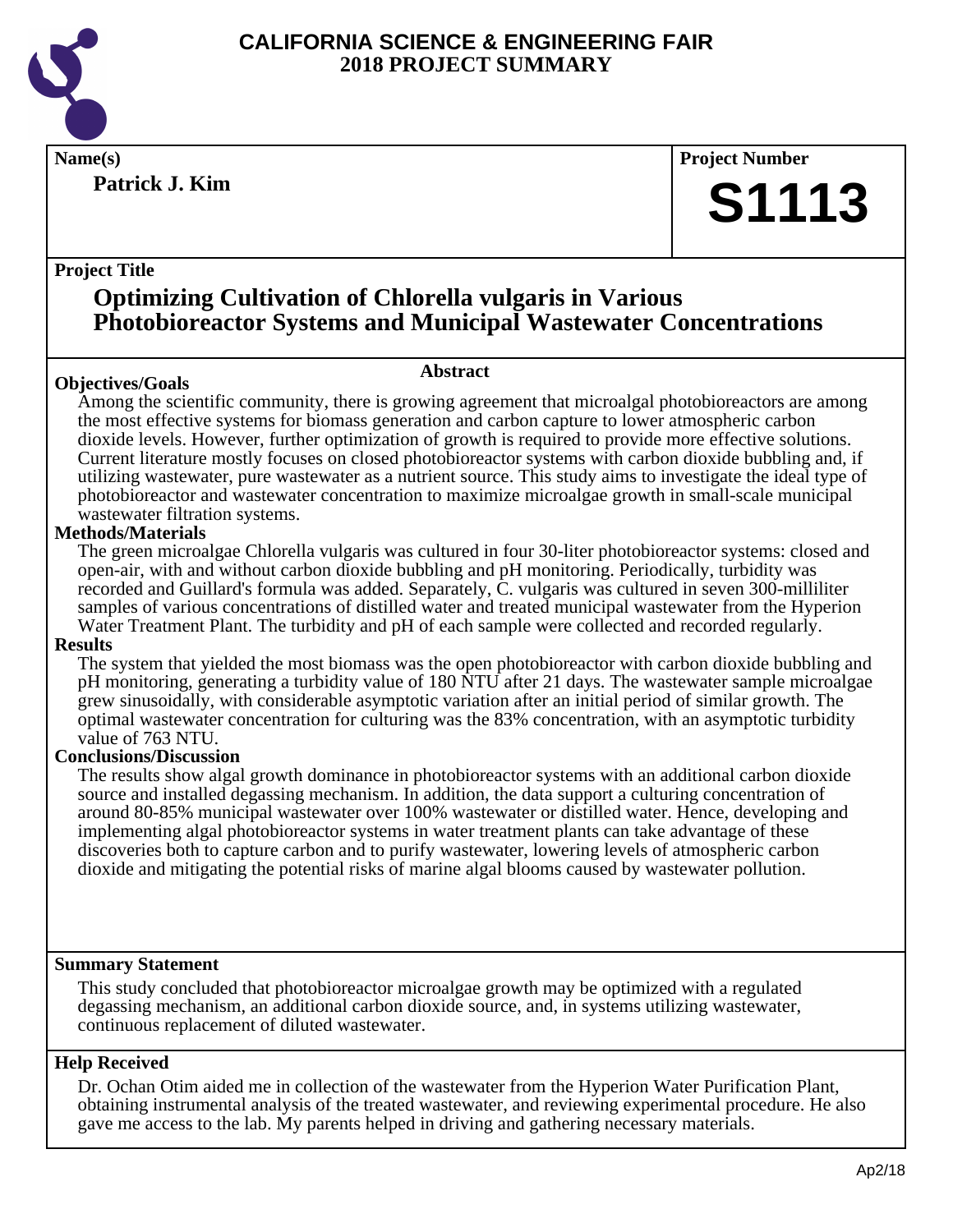# CALIFORNIA SCIENCE & ENGINEERING FAIR
# 2018 PROJECT SUMMARY

**Name(s)**

**Patrick J. Kim**

**Project Number**

# S1113

**Project Title**

## Optimizing Cultivation of Chlorella vulgaris in Various Photobioreactor Systems and Municipal Wastewater Concentrations

### Abstract

**Objectives/Goals**

Among the scientific community, there is growing agreement that microalgal photobioreactors are among the most effective systems for biomass generation and carbon capture to lower atmospheric carbon dioxide levels. However, further optimization of growth is required to provide more effective solutions. Current literature mostly focuses on closed photobioreactor systems with carbon dioxide bubbling and, if utilizing wastewater, pure wastewater as a nutrient source. This study aims to investigate the ideal type of photobioreactor and wastewater concentration to maximize microalgae growth in small-scale municipal wastewater filtration systems.

**Methods/Materials**

The green microalgae Chlorella vulgaris was cultured in four 30-liter photobioreactor systems: closed and open-air, with and without carbon dioxide bubbling and pH monitoring. Periodically, turbidity was recorded and Guillard's formula was added. Separately, C. vulgaris was cultured in seven 300-milliliter samples of various concentrations of distilled water and treated municipal wastewater from the Hyperion Water Treatment Plant. The turbidity and pH of each sample were collected and recorded regularly.

**Results**

The system that yielded the most biomass was the open photobioreactor with carbon dioxide bubbling and pH monitoring, generating a turbidity value of 180 NTU after 21 days. The wastewater sample microalgae grew sinusoidally, with considerable asymptotic variation after an initial period of similar growth. The optimal wastewater concentration for culturing was the 83% concentration, with an asymptotic turbidity value of 763 NTU.

**Conclusions/Discussion**

The results show algal growth dominance in photobioreactor systems with an additional carbon dioxide source and installed degassing mechanism. In addition, the data support a culturing concentration of around 80-85% municipal wastewater over 100% wastewater or distilled water. Hence, developing and implementing algal photobioreactor systems in water treatment plants can take advantage of these discoveries both to capture carbon and to purify wastewater, lowering levels of atmospheric carbon dioxide and mitigating the potential risks of marine algal blooms caused by wastewater pollution.

**Summary Statement**

This study concluded that photobioreactor microalgae growth may be optimized with a regulated degassing mechanism, an additional carbon dioxide source, and, in systems utilizing wastewater, continuous replacement of diluted wastewater.

**Help Received**

Dr. Ochan Otim aided me in collection of the wastewater from the Hyperion Water Purification Plant, obtaining instrumental analysis of the treated wastewater, and reviewing experimental procedure. He also gave me access to the lab. My parents helped in driving and gathering necessary materials.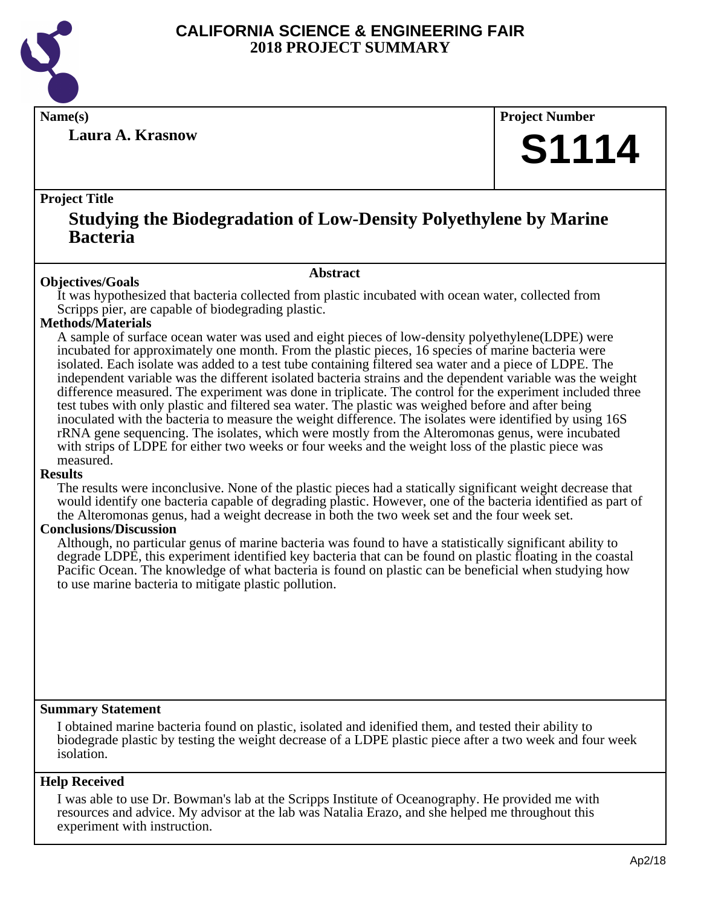# CALIFORNIA SCIENCE & ENGINEERING FAIR
## 2018 PROJECT SUMMARY

**Name(s)**

**Laura A. Krasnow**

**Project Number**

**S1114**

**Project Title**

## Studying the Biodegradation of Low-Density Polyethylene by Marine Bacteria

### Abstract

**Objectives/Goals**

It was hypothesized that bacteria collected from plastic incubated with ocean water, collected from Scripps pier, are capable of biodegrading plastic.

**Methods/Materials**

A sample of surface ocean water was used and eight pieces of low-density polyethylene(LDPE) were incubated for approximately one month. From the plastic pieces, 16 species of marine bacteria were isolated. Each isolate was added to a test tube containing filtered sea water and a piece of LDPE. The independent variable was the different isolated bacteria strains and the dependent variable was the weight difference measured. The experiment was done in triplicate. The control for the experiment included three test tubes with only plastic and filtered sea water. The plastic was weighed before and after being inoculated with the bacteria to measure the weight difference. The isolates were identified by using 16S rRNA gene sequencing. The isolates, which were mostly from the Alteromonas genus, were incubated with strips of LDPE for either two weeks or four weeks and the weight loss of the plastic piece was measured.

**Results**

The results were inconclusive. None of the plastic pieces had a statically significant weight decrease that would identify one bacteria capable of degrading plastic. However, one of the bacteria identified as part of the Alteromonas genus, had a weight decrease in both the two week set and the four week set.

**Conclusions/Discussion**

Although, no particular genus of marine bacteria was found to have a statistically significant ability to degrade LDPE, this experiment identified key bacteria that can be found on plastic floating in the coastal Pacific Ocean. The knowledge of what bacteria is found on plastic can be beneficial when studying how to use marine bacteria to mitigate plastic pollution.

**Summary Statement**

I obtained marine bacteria found on plastic, isolated and idenified them, and tested their ability to biodegrade plastic by testing the weight decrease of a LDPE plastic piece after a two week and four week isolation.

**Help Received**

I was able to use Dr. Bowman's lab at the Scripps Institute of Oceanography. He provided me with resources and advice. My advisor at the lab was Natalia Erazo, and she helped me throughout this experiment with instruction.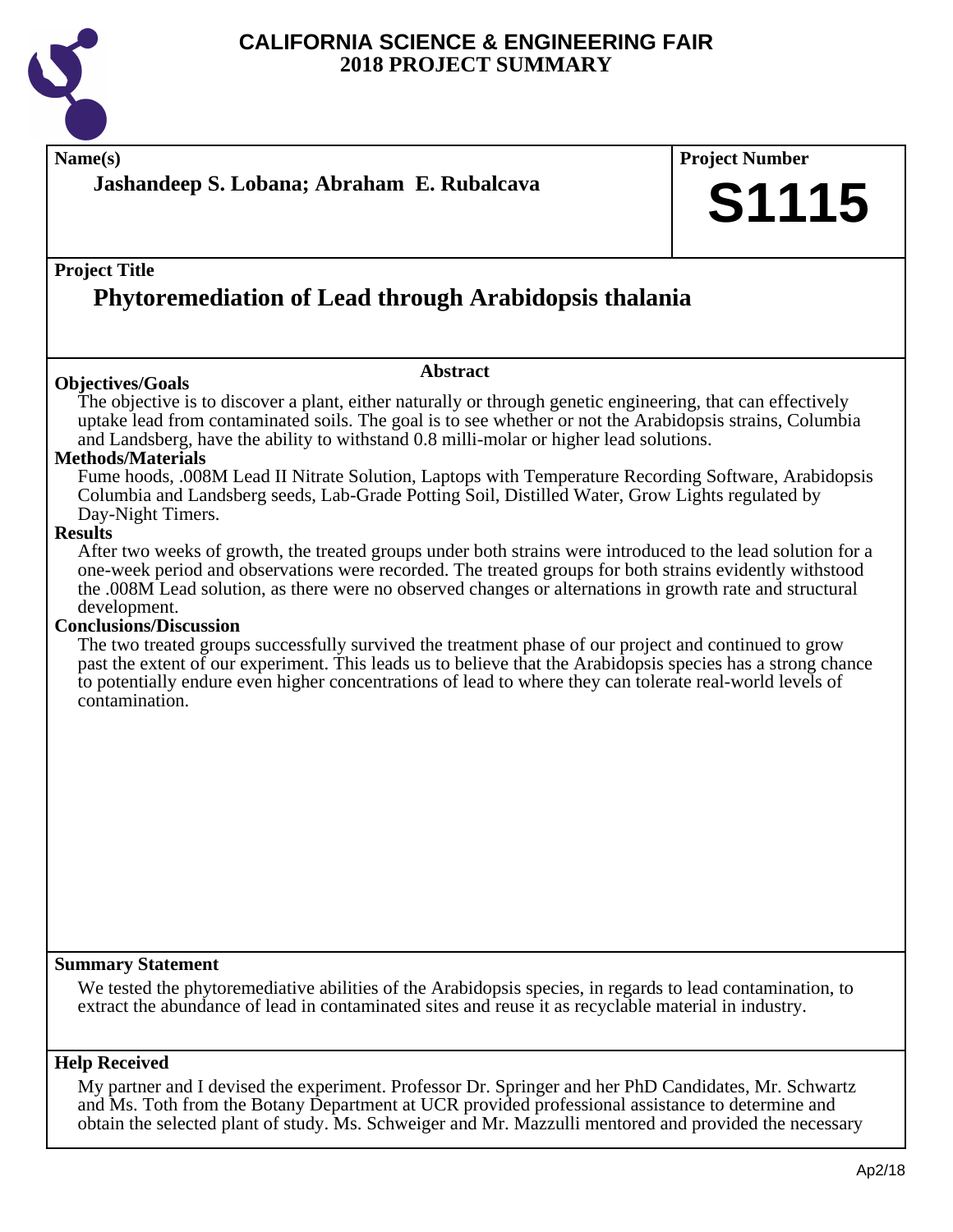# CALIFORNIA SCIENCE & ENGINEERING FAIR
## 2018 PROJECT SUMMARY

**Name(s)**

**Jashandeep S. Lobana; Abraham E. Rubalcava**

**Project Number**

# S1115

**Project Title**

## Phytoremediation of Lead through Arabidopsis thalania

### Abstract

**Objectives/Goals**

The objective is to discover a plant, either naturally or through genetic engineering, that can effectively uptake lead from contaminated soils. The goal is to see whether or not the Arabidopsis strains, Columbia and Landsberg, have the ability to withstand 0.8 milli-molar or higher lead solutions.

**Methods/Materials**

Fume hoods, .008M Lead II Nitrate Solution, Laptops with Temperature Recording Software, Arabidopsis Columbia and Landsberg seeds, Lab-Grade Potting Soil, Distilled Water, Grow Lights regulated by Day-Night Timers.

**Results**

After two weeks of growth, the treated groups under both strains were introduced to the lead solution for a one-week period and observations were recorded. The treated groups for both strains evidently withstood the .008M Lead solution, as there were no observed changes or alternations in growth rate and structural development.

**Conclusions/Discussion**

The two treated groups successfully survived the treatment phase of our project and continued to grow past the extent of our experiment. This leads us to believe that the Arabidopsis species has a strong chance to potentially endure even higher concentrations of lead to where they can tolerate real-world levels of contamination.

**Summary Statement**

We tested the phytoremediative abilities of the Arabidopsis species, in regards to lead contamination, to extract the abundance of lead in contaminated sites and reuse it as recyclable material in industry.

**Help Received**

My partner and I devised the experiment. Professor Dr. Springer and her PhD Candidates, Mr. Schwartz and Ms. Toth from the Botany Department at UCR provided professional assistance to determine and obtain the selected plant of study. Ms. Schweiger and Mr. Mazzulli mentored and provided the necessary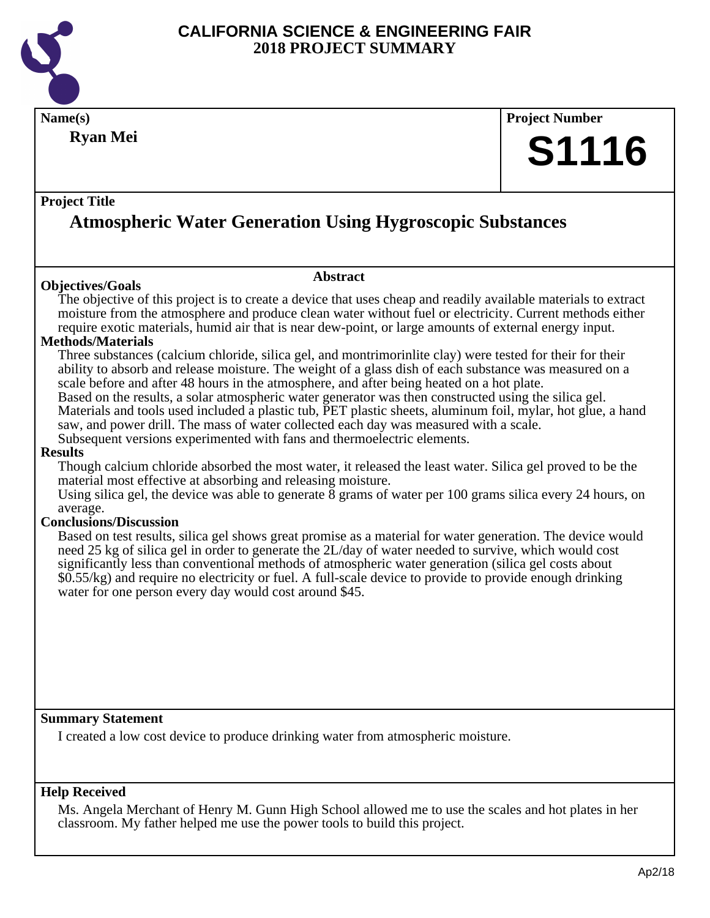# CALIFORNIA SCIENCE & ENGINEERING FAIR
## 2018 PROJECT SUMMARY

**Name(s)**

**Ryan Mei**

**Project Number**

**S1116**

**Project Title**

## Atmospheric Water Generation Using Hygroscopic Substances

**Abstract**

### Objectives/Goals

The objective of this project is to create a device that uses cheap and readily available materials to extract moisture from the atmosphere and produce clean water without fuel or electricity. Current methods either require exotic materials, humid air that is near dew-point, or large amounts of external energy input.

### Methods/Materials

Three substances (calcium chloride, silica gel, and montrimorinlite clay) were tested for their for their ability to absorb and release moisture. The weight of a glass dish of each substance was measured on a scale before and after 48 hours in the atmosphere, and after being heated on a hot plate.
Based on the results, a solar atmospheric water generator was then constructed using the silica gel.
Materials and tools used included a plastic tub, PET plastic sheets, aluminum foil, mylar, hot glue, a hand saw, and power drill. The mass of water collected each day was measured with a scale.
Subsequent versions experimented with fans and thermoelectric elements.

### Results

Though calcium chloride absorbed the most water, it released the least water. Silica gel proved to be the material most effective at absorbing and releasing moisture.
Using silica gel, the device was able to generate 8 grams of water per 100 grams silica every 24 hours, on average.

### Conclusions/Discussion

Based on test results, silica gel shows great promise as a material for water generation. The device would need 25 kg of silica gel in order to generate the 2L/day of water needed to survive, which would cost significantly less than conventional methods of atmospheric water generation (silica gel costs about $0.55/kg) and require no electricity or fuel. A full-scale device to provide to provide enough drinking water for one person every day would cost around $45.

### Summary Statement

I created a low cost device to produce drinking water from atmospheric moisture.

### Help Received

Ms. Angela Merchant of Henry M. Gunn High School allowed me to use the scales and hot plates in her classroom. My father helped me use the power tools to build this project.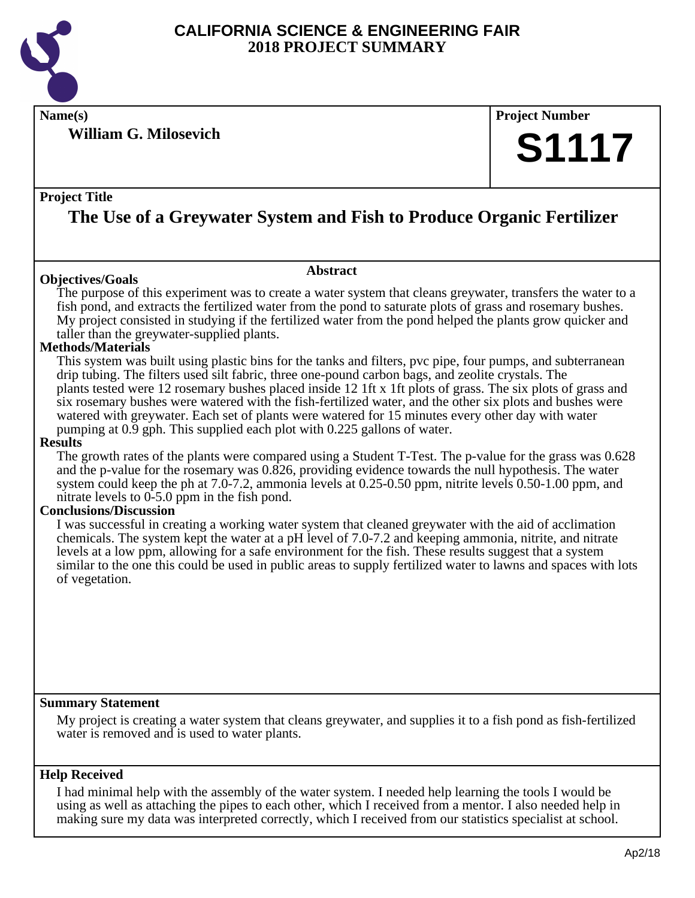# CALIFORNIA SCIENCE & ENGINEERING FAIR
## 2018 PROJECT SUMMARY

**Name(s)**

**William G. Milosevich**

**Project Number**

**S1117**

**Project Title**

## The Use of a Greywater System and Fish to Produce Organic Fertilizer

### Abstract

**Objectives/Goals**

The purpose of this experiment was to create a water system that cleans greywater, transfers the water to a fish pond, and extracts the fertilized water from the pond to saturate plots of grass and rosemary bushes. My project consisted in studying if the fertilized water from the pond helped the plants grow quicker and taller than the greywater-supplied plants.

**Methods/Materials**

This system was built using plastic bins for the tanks and filters, pvc pipe, four pumps, and subterranean drip tubing. The filters used silt fabric, three one-pound carbon bags, and zeolite crystals. The plants tested were 12 rosemary bushes placed inside 12 1ft x 1ft plots of grass. The six plots of grass and six rosemary bushes were watered with the fish-fertilized water, and the other six plots and bushes were watered with greywater. Each set of plants were watered for 15 minutes every other day with water pumping at 0.9 gph. This supplied each plot with 0.225 gallons of water.

**Results**

The growth rates of the plants were compared using a Student T-Test. The p-value for the grass was 0.628 and the p-value for the rosemary was 0.826, providing evidence towards the null hypothesis. The water system could keep the ph at 7.0-7.2, ammonia levels at 0.25-0.50 ppm, nitrite levels 0.50-1.00 ppm, and nitrate levels to 0-5.0 ppm in the fish pond.

**Conclusions/Discussion**

I was successful in creating a working water system that cleaned greywater with the aid of acclimation chemicals. The system kept the water at a pH level of 7.0-7.2 and keeping ammonia, nitrite, and nitrate levels at a low ppm, allowing for a safe environment for the fish. These results suggest that a system similar to the one this could be used in public areas to supply fertilized water to lawns and spaces with lots of vegetation.

**Summary Statement**

My project is creating a water system that cleans greywater, and supplies it to a fish pond as fish-fertilized water is removed and is used to water plants.

**Help Received**

I had minimal help with the assembly of the water system. I needed help learning the tools I would be using as well as attaching the pipes to each other, which I received from a mentor. I also needed help in making sure my data was interpreted correctly, which I received from our statistics specialist at school.

Ap2/18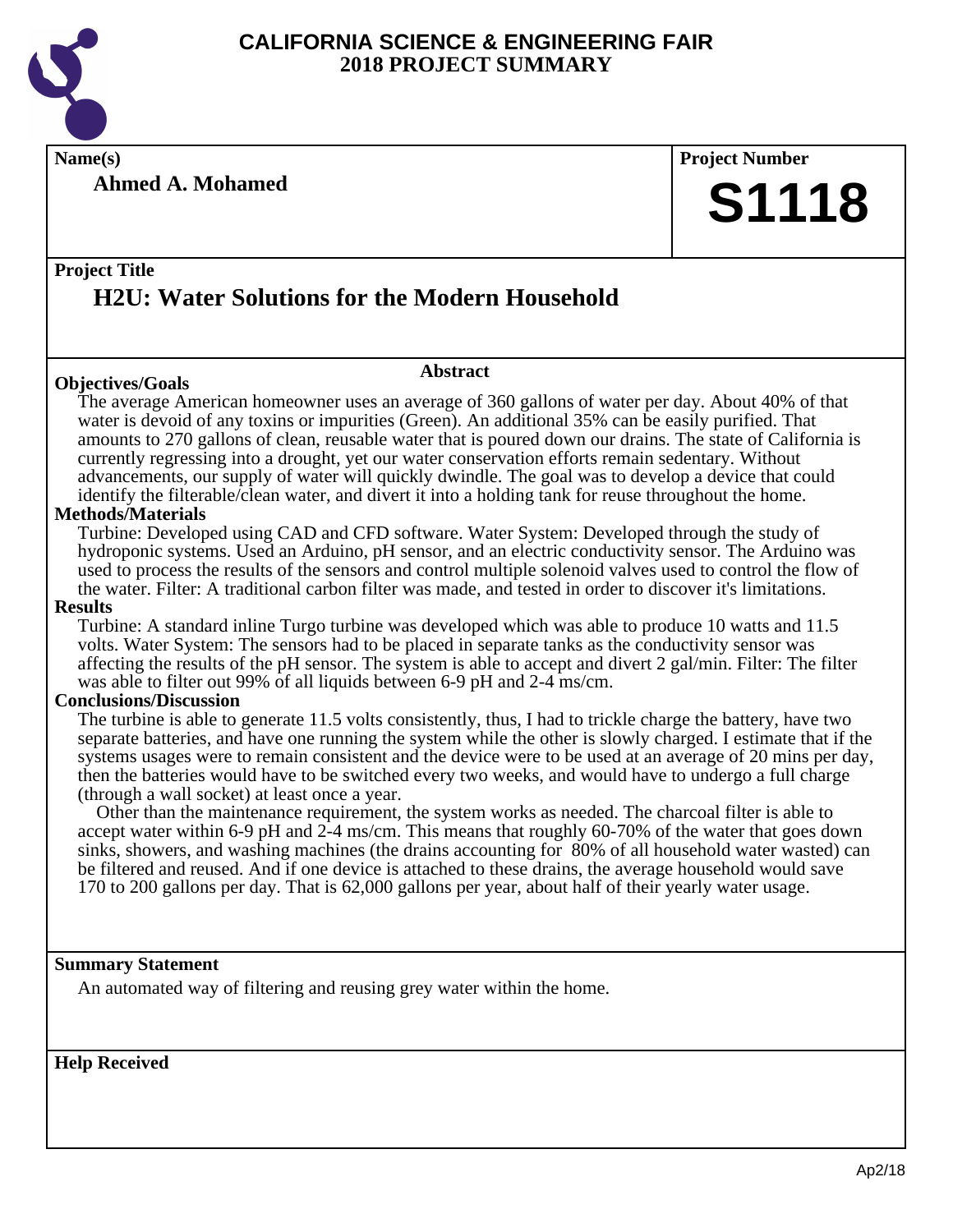# CALIFORNIA SCIENCE & ENGINEERING FAIR
## 2018 PROJECT SUMMARY

**Name(s)**

**Ahmed A. Mohamed**

**Project Number**

**S1118**

**Project Title**

## H2U: Water Solutions for the Modern Household

### Abstract

**Objectives/Goals**

The average American homeowner uses an average of 360 gallons of water per day. About 40% of that water is devoid of any toxins or impurities (Green). An additional 35% can be easily purified. That amounts to 270 gallons of clean, reusable water that is poured down our drains. The state of California is currently regressing into a drought, yet our water conservation efforts remain sedentary. Without advancements, our supply of water will quickly dwindle. The goal was to develop a device that could identify the filterable/clean water, and divert it into a holding tank for reuse throughout the home.

**Methods/Materials**

Turbine: Developed using CAD and CFD software. Water System: Developed through the study of hydroponic systems. Used an Arduino, pH sensor, and an electric conductivity sensor. The Arduino was used to process the results of the sensors and control multiple solenoid valves used to control the flow of the water. Filter: A traditional carbon filter was made, and tested in order to discover it's limitations.

**Results**

Turbine: A standard inline Turgo turbine was developed which was able to produce 10 watts and 11.5 volts. Water System: The sensors had to be placed in separate tanks as the conductivity sensor was affecting the results of the pH sensor. The system is able to accept and divert 2 gal/min. Filter: The filter was able to filter out 99% of all liquids between 6-9 pH and 2-4 ms/cm.

**Conclusions/Discussion**

The turbine is able to generate 11.5 volts consistently, thus, I had to trickle charge the battery, have two separate batteries, and have one running the system while the other is slowly charged. I estimate that if the systems usages were to remain consistent and the device were to be used at an average of 20 mins per day, then the batteries would have to be switched every two weeks, and would have to undergo a full charge (through a wall socket) at least once a year.

Other than the maintenance requirement, the system works as needed. The charcoal filter is able to accept water within 6-9 pH and 2-4 ms/cm. This means that roughly 60-70% of the water that goes down sinks, showers, and washing machines (the drains accounting for 80% of all household water wasted) can be filtered and reused. And if one device is attached to these drains, the average household would save 170 to 200 gallons per day. That is 62,000 gallons per year, about half of their yearly water usage.

**Summary Statement**

An automated way of filtering and reusing grey water within the home.

**Help Received**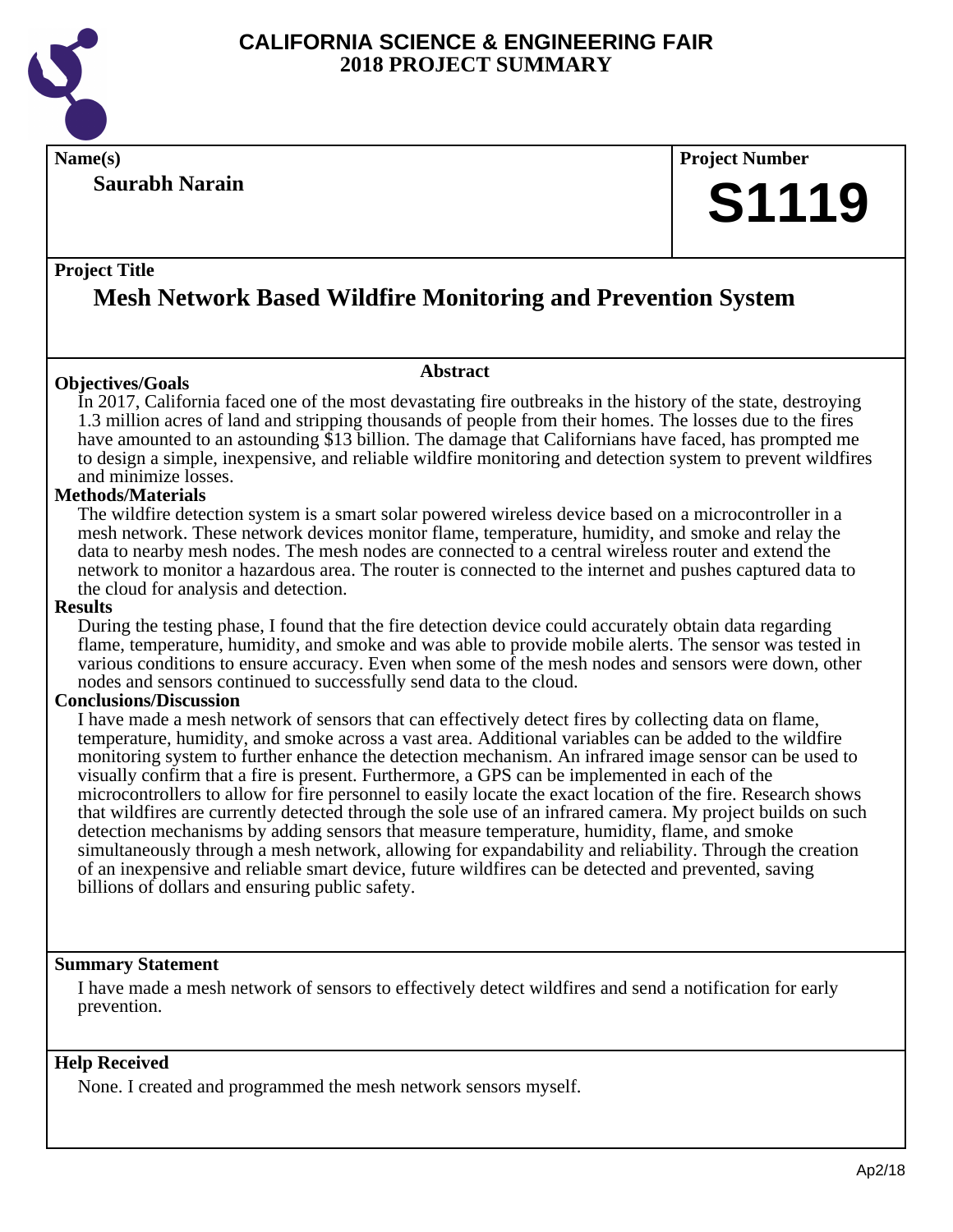# CALIFORNIA SCIENCE & ENGINEERING FAIR
## 2018 PROJECT SUMMARY

**Name(s)**

**Saurabh Narain**

**Project Number**

# S1119

**Project Title**

## Mesh Network Based Wildfire Monitoring and Prevention System

### Abstract

**Objectives/Goals**

In 2017, California faced one of the most devastating fire outbreaks in the history of the state, destroying 1.3 million acres of land and stripping thousands of people from their homes. The losses due to the fires have amounted to an astounding $13 billion. The damage that Californians have faced, has prompted me to design a simple, inexpensive, and reliable wildfire monitoring and detection system to prevent wildfires and minimize losses.

**Methods/Materials**

The wildfire detection system is a smart solar powered wireless device based on a microcontroller in a mesh network. These network devices monitor flame, temperature, humidity, and smoke and relay the data to nearby mesh nodes. The mesh nodes are connected to a central wireless router and extend the network to monitor a hazardous area. The router is connected to the internet and pushes captured data to the cloud for analysis and detection.

**Results**

During the testing phase, I found that the fire detection device could accurately obtain data regarding flame, temperature, humidity, and smoke and was able to provide mobile alerts. The sensor was tested in various conditions to ensure accuracy. Even when some of the mesh nodes and sensors were down, other nodes and sensors continued to successfully send data to the cloud.

**Conclusions/Discussion**

I have made a mesh network of sensors that can effectively detect fires by collecting data on flame, temperature, humidity, and smoke across a vast area. Additional variables can be added to the wildfire monitoring system to further enhance the detection mechanism. An infrared image sensor can be used to visually confirm that a fire is present. Furthermore, a GPS can be implemented in each of the microcontrollers to allow for fire personnel to easily locate the exact location of the fire. Research shows that wildfires are currently detected through the sole use of an infrared camera. My project builds on such detection mechanisms by adding sensors that measure temperature, humidity, flame, and smoke simultaneously through a mesh network, allowing for expandability and reliability. Through the creation of an inexpensive and reliable smart device, future wildfires can be detected and prevented, saving billions of dollars and ensuring public safety.

**Summary Statement**

I have made a mesh network of sensors to effectively detect wildfires and send a notification for early prevention.

**Help Received**

None. I created and programmed the mesh network sensors myself.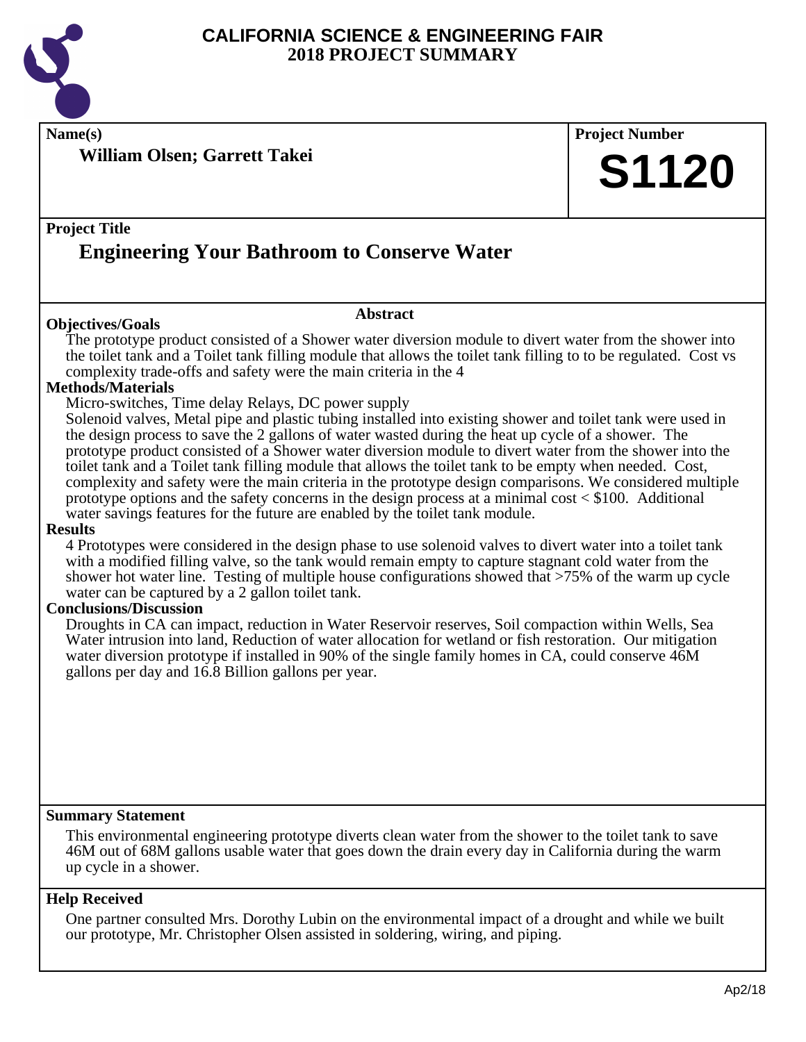# CALIFORNIA SCIENCE & ENGINEERING FAIR
## 2018 PROJECT SUMMARY

**Name(s)**

**William Olsen; Garrett Takei**

**Project Number**

# S1120

**Project Title**

## Engineering Your Bathroom to Conserve Water

**Abstract**

### Objectives/Goals

The prototype product consisted of a Shower water diversion module to divert water from the shower into the toilet tank and a Toilet tank filling module that allows the toilet tank filling to to be regulated. Cost vs complexity trade-offs and safety were the main criteria in the 4

### Methods/Materials

Micro-switches, Time delay Relays, DC power supply
Solenoid valves, Metal pipe and plastic tubing installed into existing shower and toilet tank were used in the design process to save the 2 gallons of water wasted during the heat up cycle of a shower. The prototype product consisted of a Shower water diversion module to divert water from the shower into the toilet tank and a Toilet tank filling module that allows the toilet tank to be empty when needed. Cost, complexity and safety were the main criteria in the prototype design comparisons. We considered multiple prototype options and the safety concerns in the design process at a minimal cost < $100. Additional water savings features for the future are enabled by the toilet tank module.

### Results

4 Prototypes were considered in the design phase to use solenoid valves to divert water into a toilet tank with a modified filling valve, so the tank would remain empty to capture stagnant cold water from the shower hot water line. Testing of multiple house configurations showed that >75% of the warm up cycle water can be captured by a 2 gallon toilet tank.

### Conclusions/Discussion

Droughts in CA can impact, reduction in Water Reservoir reserves, Soil compaction within Wells, Sea Water intrusion into land, Reduction of water allocation for wetland or fish restoration. Our mitigation water diversion prototype if installed in 90% of the single family homes in CA, could conserve 46M gallons per day and 16.8 Billion gallons per year.

### Summary Statement

This environmental engineering prototype diverts clean water from the shower to the toilet tank to save 46M out of 68M gallons usable water that goes down the drain every day in California during the warm up cycle in a shower.

### Help Received

One partner consulted Mrs. Dorothy Lubin on the environmental impact of a drought and while we built our prototype, Mr. Christopher Olsen assisted in soldering, wiring, and piping.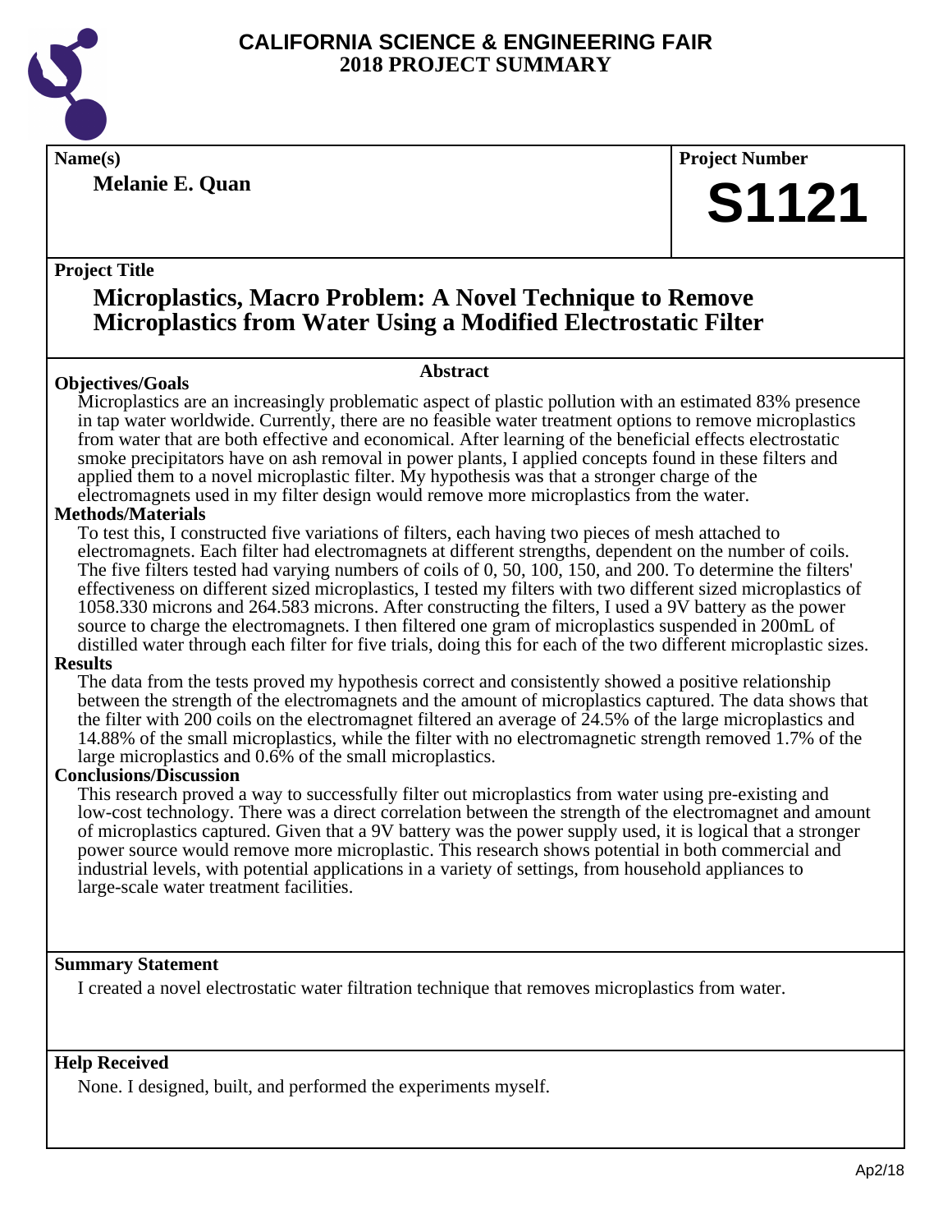# CALIFORNIA SCIENCE & ENGINEERING FAIR
# 2018 PROJECT SUMMARY

**Name(s)**

**Melanie E. Quan**

**Project Number**

# S1121

**Project Title**

## Microplastics, Macro Problem: A Novel Technique to Remove Microplastics from Water Using a Modified Electrostatic Filter

### Abstract

**Objectives/Goals**

Microplastics are an increasingly problematic aspect of plastic pollution with an estimated 83% presence in tap water worldwide. Currently, there are no feasible water treatment options to remove microplastics from water that are both effective and economical. After learning of the beneficial effects electrostatic smoke precipitators have on ash removal in power plants, I applied concepts found in these filters and applied them to a novel microplastic filter. My hypothesis was that a stronger charge of the electromagnets used in my filter design would remove more microplastics from the water.

**Methods/Materials**

To test this, I constructed five variations of filters, each having two pieces of mesh attached to electromagnets. Each filter had electromagnets at different strengths, dependent on the number of coils. The five filters tested had varying numbers of coils of 0, 50, 100, 150, and 200. To determine the filters' effectiveness on different sized microplastics, I tested my filters with two different sized microplastics of 1058.330 microns and 264.583 microns. After constructing the filters, I used a 9V battery as the power source to charge the electromagnets. I then filtered one gram of microplastics suspended in 200mL of distilled water through each filter for five trials, doing this for each of the two different microplastic sizes.

**Results**

The data from the tests proved my hypothesis correct and consistently showed a positive relationship between the strength of the electromagnets and the amount of microplastics captured. The data shows that the filter with 200 coils on the electromagnet filtered an average of 24.5% of the large microplastics and 14.88% of the small microplastics, while the filter with no electromagnetic strength removed 1.7% of the large microplastics and 0.6% of the small microplastics.

**Conclusions/Discussion**

This research proved a way to successfully filter out microplastics from water using pre-existing and low-cost technology. There was a direct correlation between the strength of the electromagnet and amount of microplastics captured. Given that a 9V battery was the power supply used, it is logical that a stronger power source would remove more microplastic. This research shows potential in both commercial and industrial levels, with potential applications in a variety of settings, from household appliances to large-scale water treatment facilities.

**Summary Statement**

I created a novel electrostatic water filtration technique that removes microplastics from water.

**Help Received**

None. I designed, built, and performed the experiments myself.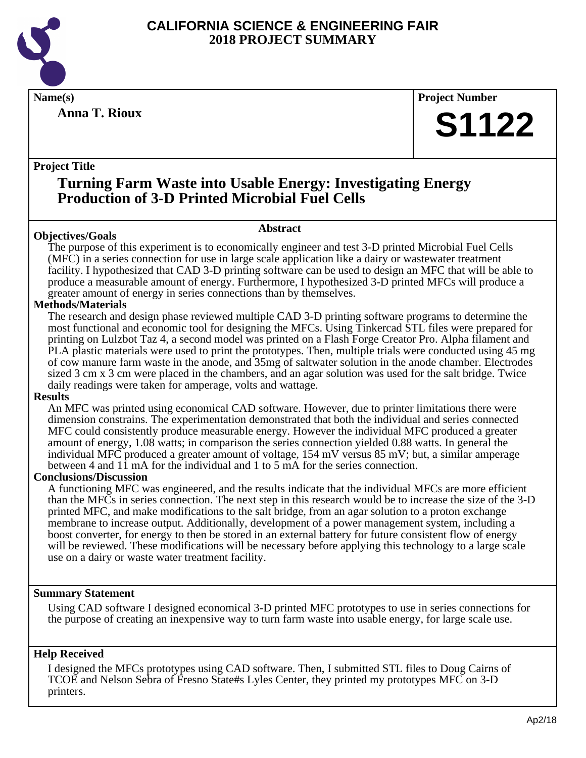# CALIFORNIA SCIENCE & ENGINEERING FAIR
## 2018 PROJECT SUMMARY

**Name(s)**

**Anna T. Rioux**

**Project Number**

# S1122

**Project Title**

## Turning Farm Waste into Usable Energy: Investigating Energy Production of 3-D Printed Microbial Fuel Cells

### Abstract

**Objectives/Goals**

The purpose of this experiment is to economically engineer and test 3-D printed Microbial Fuel Cells (MFC) in a series connection for use in large scale application like a dairy or wastewater treatment facility. I hypothesized that CAD 3-D printing software can be used to design an MFC that will be able to produce a measurable amount of energy. Furthermore, I hypothesized 3-D printed MFCs will produce a greater amount of energy in series connections than by themselves.

**Methods/Materials**

The research and design phase reviewed multiple CAD 3-D printing software programs to determine the most functional and economic tool for designing the MFCs. Using Tinkercad STL files were prepared for printing on Lulzbot Taz 4, a second model was printed on a Flash Forge Creator Pro. Alpha filament and PLA plastic materials were used to print the prototypes. Then, multiple trials were conducted using 45 mg of cow manure farm waste in the anode, and 35mg of saltwater solution in the anode chamber. Electrodes sized 3 cm x 3 cm were placed in the chambers, and an agar solution was used for the salt bridge. Twice daily readings were taken for amperage, volts and wattage.

**Results**

An MFC was printed using economical CAD software. However, due to printer limitations there were dimension constrains. The experimentation demonstrated that both the individual and series connected MFC could consistently produce measurable energy. However the individual MFC produced a greater amount of energy, 1.08 watts; in comparison the series connection yielded 0.88 watts. In general the individual MFC produced a greater amount of voltage, 154 mV versus 85 mV; but, a similar amperage between 4 and 11 mA for the individual and 1 to 5 mA for the series connection.

**Conclusions/Discussion**

A functioning MFC was engineered, and the results indicate that the individual MFCs are more efficient than the MFCs in series connection. The next step in this research would be to increase the size of the 3-D printed MFC, and make modifications to the salt bridge, from an agar solution to a proton exchange membrane to increase output. Additionally, development of a power management system, including a boost converter, for energy to then be stored in an external battery for future consistent flow of energy will be reviewed. These modifications will be necessary before applying this technology to a large scale use on a dairy or waste water treatment facility.

**Summary Statement**

Using CAD software I designed economical 3-D printed MFC prototypes to use in series connections for the purpose of creating an inexpensive way to turn farm waste into usable energy, for large scale use.

**Help Received**

I designed the MFCs prototypes using CAD software. Then, I submitted STL files to Doug Cairns of TCOE and Nelson Sebra of Fresno State#s Lyles Center, they printed my prototypes MFC on 3-D printers.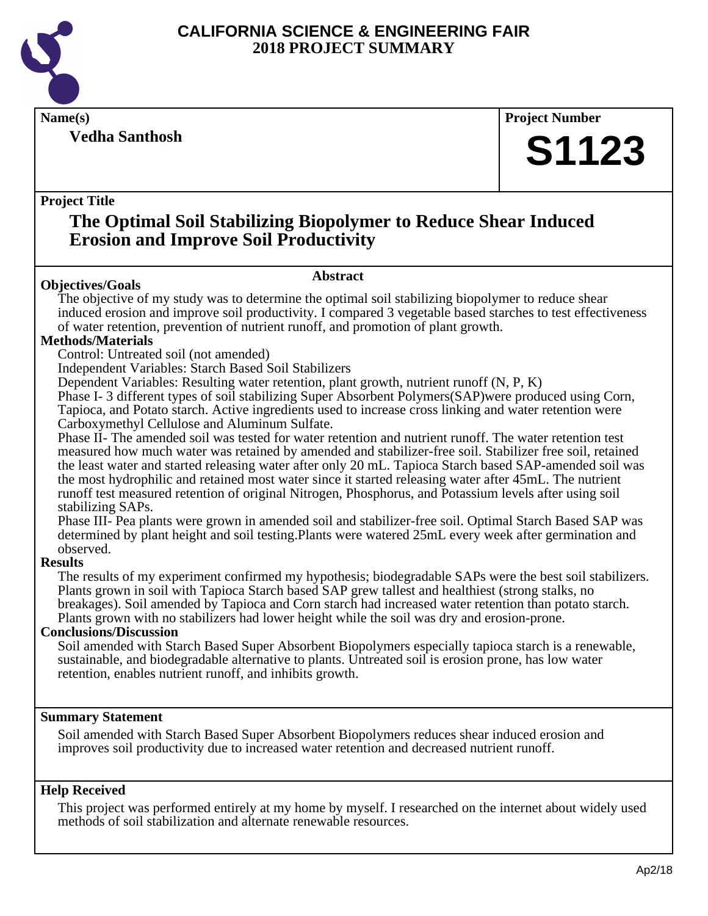# CALIFORNIA SCIENCE & ENGINEERING FAIR
## 2018 PROJECT SUMMARY

**Name(s)**

**Vedha Santhosh**

**Project Number**

**S1123**

**Project Title**

## The Optimal Soil Stabilizing Biopolymer to Reduce Shear Induced Erosion and Improve Soil Productivity

### Abstract

**Objectives/Goals**

The objective of my study was to determine the optimal soil stabilizing biopolymer to reduce shear induced erosion and improve soil productivity. I compared 3 vegetable based starches to test effectiveness of water retention, prevention of nutrient runoff, and promotion of plant growth.

**Methods/Materials**

Control: Untreated soil (not amended)

Independent Variables: Starch Based Soil Stabilizers

Dependent Variables: Resulting water retention, plant growth, nutrient runoff (N, P, K)

Phase I- 3 different types of soil stabilizing Super Absorbent Polymers(SAP)were produced using Corn, Tapioca, and Potato starch. Active ingredients used to increase cross linking and water retention were Carboxymethyl Cellulose and Aluminum Sulfate.

Phase II- The amended soil was tested for water retention and nutrient runoff. The water retention test measured how much water was retained by amended and stabilizer-free soil. Stabilizer free soil, retained the least water and started releasing water after only 20 mL. Tapioca Starch based SAP-amended soil was the most hydrophilic and retained most water since it started releasing water after 45mL. The nutrient runoff test measured retention of original Nitrogen, Phosphorus, and Potassium levels after using soil stabilizing SAPs.

Phase III- Pea plants were grown in amended soil and stabilizer-free soil. Optimal Starch Based SAP was determined by plant height and soil testing.Plants were watered 25mL every week after germination and observed.

**Results**

The results of my experiment confirmed my hypothesis; biodegradable SAPs were the best soil stabilizers. Plants grown in soil with Tapioca Starch based SAP grew tallest and healthiest (strong stalks, no breakages). Soil amended by Tapioca and Corn starch had increased water retention than potato starch. Plants grown with no stabilizers had lower height while the soil was dry and erosion-prone.

**Conclusions/Discussion**

Soil amended with Starch Based Super Absorbent Biopolymers especially tapioca starch is a renewable, sustainable, and biodegradable alternative to plants. Untreated soil is erosion prone, has low water retention, enables nutrient runoff, and inhibits growth.

**Summary Statement**

Soil amended with Starch Based Super Absorbent Biopolymers reduces shear induced erosion and improves soil productivity due to increased water retention and decreased nutrient runoff.

**Help Received**

This project was performed entirely at my home by myself. I researched on the internet about widely used methods of soil stabilization and alternate renewable resources.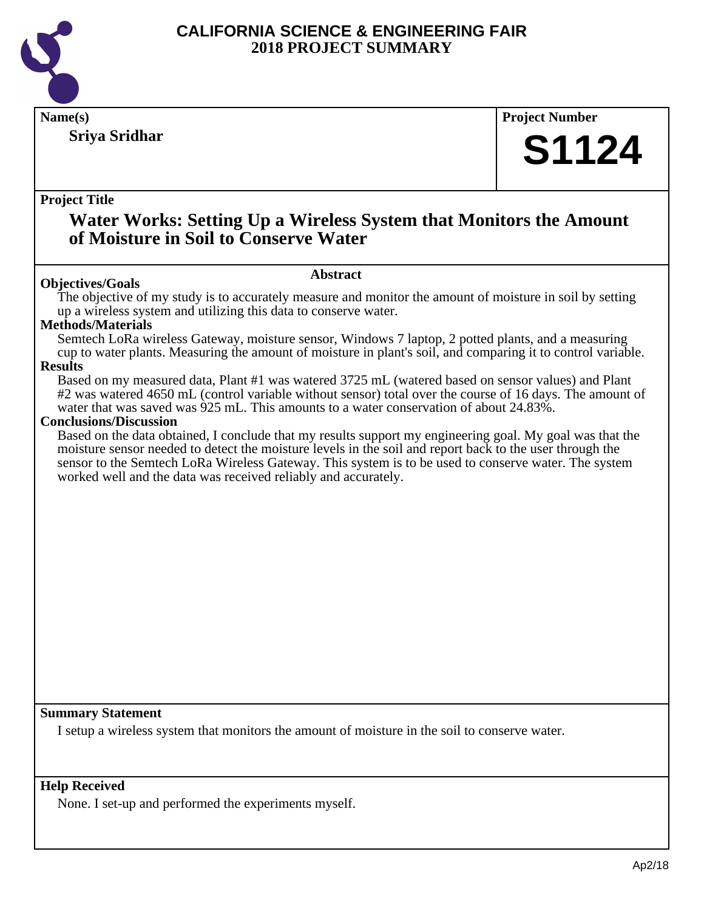# CALIFORNIA SCIENCE & ENGINEERING FAIR
## 2018 PROJECT SUMMARY

**Name(s)**

**Sriya Sridhar**

**Project Number**

**S1124**

**Project Title**

## Water Works: Setting Up a Wireless System that Monitors the Amount of Moisture in Soil to Conserve Water

**Abstract**

**Objectives/Goals**

The objective of my study is to accurately measure and monitor the amount of moisture in soil by setting up a wireless system and utilizing this data to conserve water.

**Methods/Materials**

Semtech LoRa wireless Gateway, moisture sensor, Windows 7 laptop, 2 potted plants, and a measuring cup to water plants. Measuring the amount of moisture in plant's soil, and comparing it to control variable.

**Results**

Based on my measured data, Plant #1 was watered 3725 mL (watered based on sensor values) and Plant #2 was watered 4650 mL (control variable without sensor) total over the course of 16 days. The amount of water that was saved was 925 mL. This amounts to a water conservation of about 24.83%.

**Conclusions/Discussion**

Based on the data obtained, I conclude that my results support my engineering goal. My goal was that the moisture sensor needed to detect the moisture levels in the soil and report back to the user through the sensor to the Semtech LoRa Wireless Gateway. This system is to be used to conserve water. The system worked well and the data was received reliably and accurately.

**Summary Statement**

I setup a wireless system that monitors the amount of moisture in the soil to conserve water.

**Help Received**

None. I set-up and performed the experiments myself.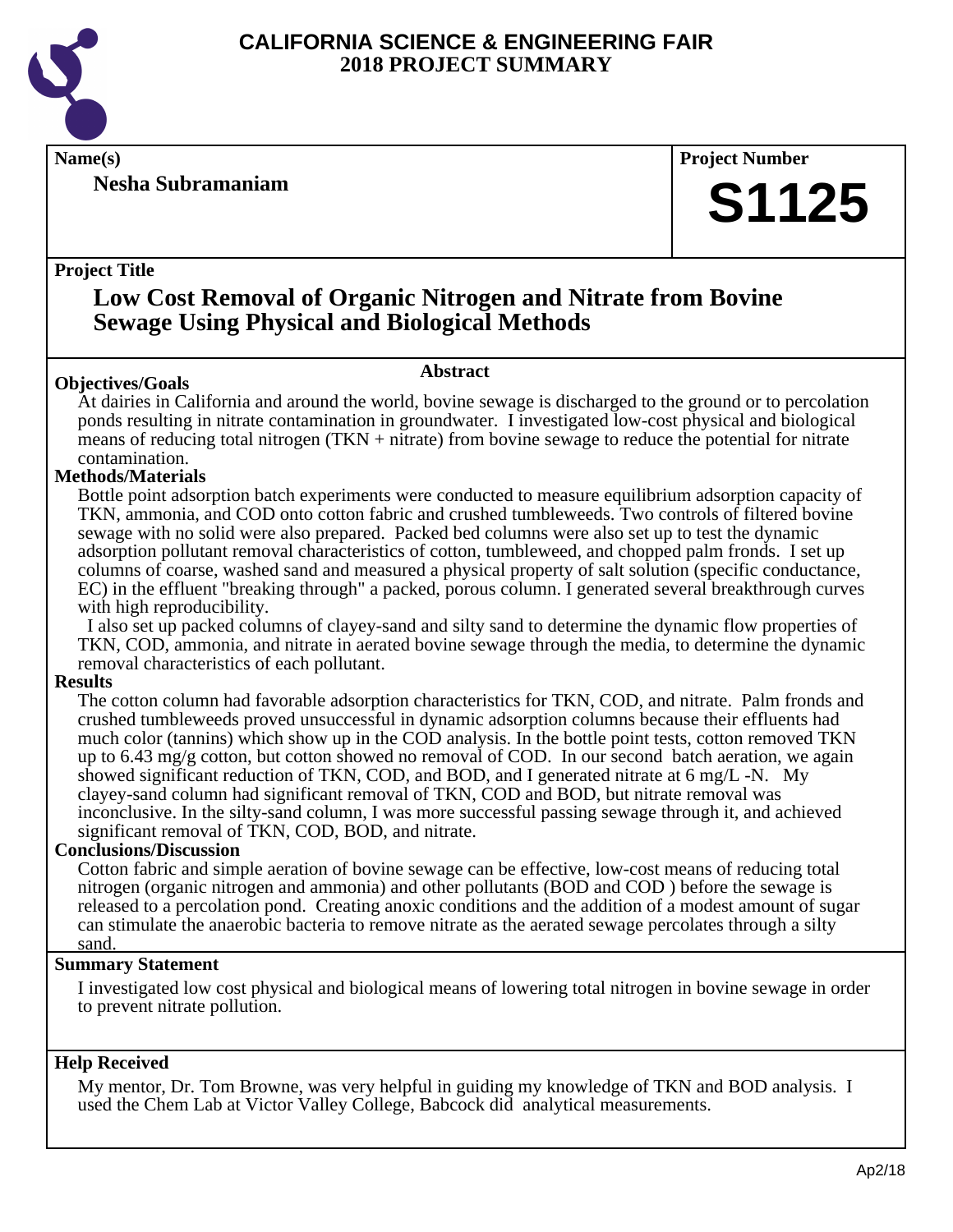# CALIFORNIA SCIENCE & ENGINEERING FAIR 2018 PROJECT SUMMARY

**Name(s)**

**Nesha Subramaniam**

**Project Number**

**S1125**

**Project Title**

## Low Cost Removal of Organic Nitrogen and Nitrate from Bovine Sewage Using Physical and Biological Methods

**Abstract**

**Objectives/Goals**

At dairies in California and around the world, bovine sewage is discharged to the ground or to percolation ponds resulting in nitrate contamination in groundwater. I investigated low-cost physical and biological means of reducing total nitrogen (TKN + nitrate) from bovine sewage to reduce the potential for nitrate contamination.

**Methods/Materials**

Bottle point adsorption batch experiments were conducted to measure equilibrium adsorption capacity of TKN, ammonia, and COD onto cotton fabric and crushed tumbleweeds. Two controls of filtered bovine sewage with no solid were also prepared. Packed bed columns were also set up to test the dynamic adsorption pollutant removal characteristics of cotton, tumbleweed, and chopped palm fronds. I set up columns of coarse, washed sand and measured a physical property of salt solution (specific conductance, EC) in the effluent "breaking through" a packed, porous column. I generated several breakthrough curves with high reproducibility.

I also set up packed columns of clayey-sand and silty sand to determine the dynamic flow properties of TKN, COD, ammonia, and nitrate in aerated bovine sewage through the media, to determine the dynamic removal characteristics of each pollutant.

**Results**

The cotton column had favorable adsorption characteristics for TKN, COD, and nitrate. Palm fronds and crushed tumbleweeds proved unsuccessful in dynamic adsorption columns because their effluents had much color (tannins) which show up in the COD analysis. In the bottle point tests, cotton removed TKN up to 6.43 mg/g cotton, but cotton showed no removal of COD. In our second batch aeration, we again showed significant reduction of TKN, COD, and BOD, and I generated nitrate at 6 mg/L -N. My clayey-sand column had significant removal of TKN, COD and BOD, but nitrate removal was inconclusive. In the silty-sand column, I was more successful passing sewage through it, and achieved significant removal of TKN, COD, BOD, and nitrate.

**Conclusions/Discussion**

Cotton fabric and simple aeration of bovine sewage can be effective, low-cost means of reducing total nitrogen (organic nitrogen and ammonia) and other pollutants (BOD and COD ) before the sewage is released to a percolation pond. Creating anoxic conditions and the addition of a modest amount of sugar can stimulate the anaerobic bacteria to remove nitrate as the aerated sewage percolates through a silty sand.

**Summary Statement**

I investigated low cost physical and biological means of lowering total nitrogen in bovine sewage in order to prevent nitrate pollution.

**Help Received**

My mentor, Dr. Tom Browne, was very helpful in guiding my knowledge of TKN and BOD analysis. I used the Chem Lab at Victor Valley College, Babcock did analytical measurements.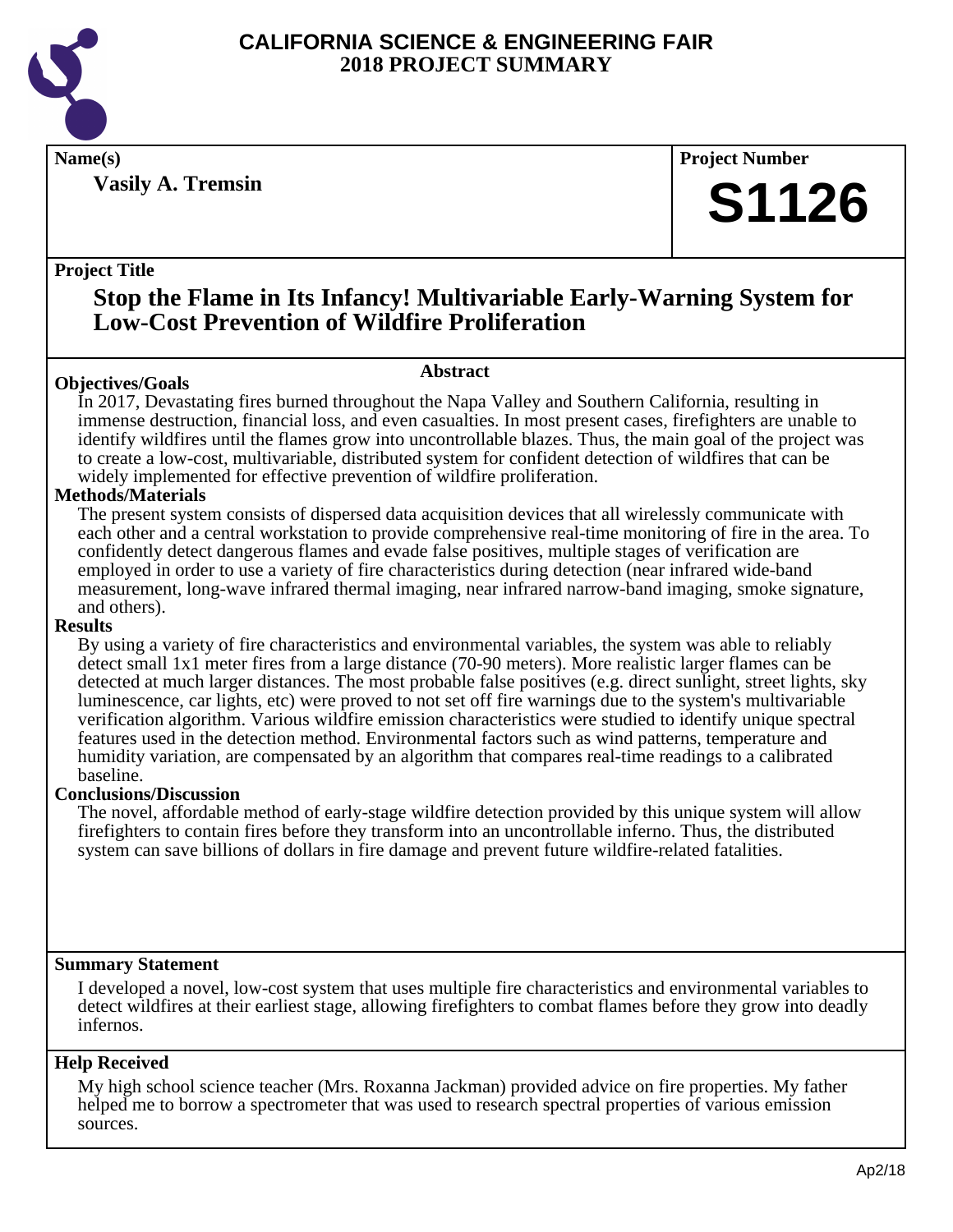# CALIFORNIA SCIENCE & ENGINEERING FAIR
## 2018 PROJECT SUMMARY

**Name(s)**

**Vasily A. Tremsin**

**Project Number**

**S1126**

**Project Title**

## Stop the Flame in Its Infancy! Multivariable Early-Warning System for Low-Cost Prevention of Wildfire Proliferation

### Abstract

**Objectives/Goals**

In 2017, Devastating fires burned throughout the Napa Valley and Southern California, resulting in immense destruction, financial loss, and even casualties. In most present cases, firefighters are unable to identify wildfires until the flames grow into uncontrollable blazes. Thus, the main goal of the project was to create a low-cost, multivariable, distributed system for confident detection of wildfires that can be widely implemented for effective prevention of wildfire proliferation.

**Methods/Materials**

The present system consists of dispersed data acquisition devices that all wirelessly communicate with each other and a central workstation to provide comprehensive real-time monitoring of fire in the area. To confidently detect dangerous flames and evade false positives, multiple stages of verification are employed in order to use a variety of fire characteristics during detection (near infrared wide-band measurement, long-wave infrared thermal imaging, near infrared narrow-band imaging, smoke signature, and others).

**Results**

By using a variety of fire characteristics and environmental variables, the system was able to reliably detect small 1x1 meter fires from a large distance (70-90 meters). More realistic larger flames can be detected at much larger distances. The most probable false positives (e.g. direct sunlight, street lights, sky luminescence, car lights, etc) were proved to not set off fire warnings due to the system's multivariable verification algorithm. Various wildfire emission characteristics were studied to identify unique spectral features used in the detection method. Environmental factors such as wind patterns, temperature and humidity variation, are compensated by an algorithm that compares real-time readings to a calibrated baseline.

**Conclusions/Discussion**

The novel, affordable method of early-stage wildfire detection provided by this unique system will allow firefighters to contain fires before they transform into an uncontrollable inferno. Thus, the distributed system can save billions of dollars in fire damage and prevent future wildfire-related fatalities.

**Summary Statement**

I developed a novel, low-cost system that uses multiple fire characteristics and environmental variables to detect wildfires at their earliest stage, allowing firefighters to combat flames before they grow into deadly infernos.

**Help Received**

My high school science teacher (Mrs. Roxanna Jackman) provided advice on fire properties. My father helped me to borrow a spectrometer that was used to research spectral properties of various emission sources.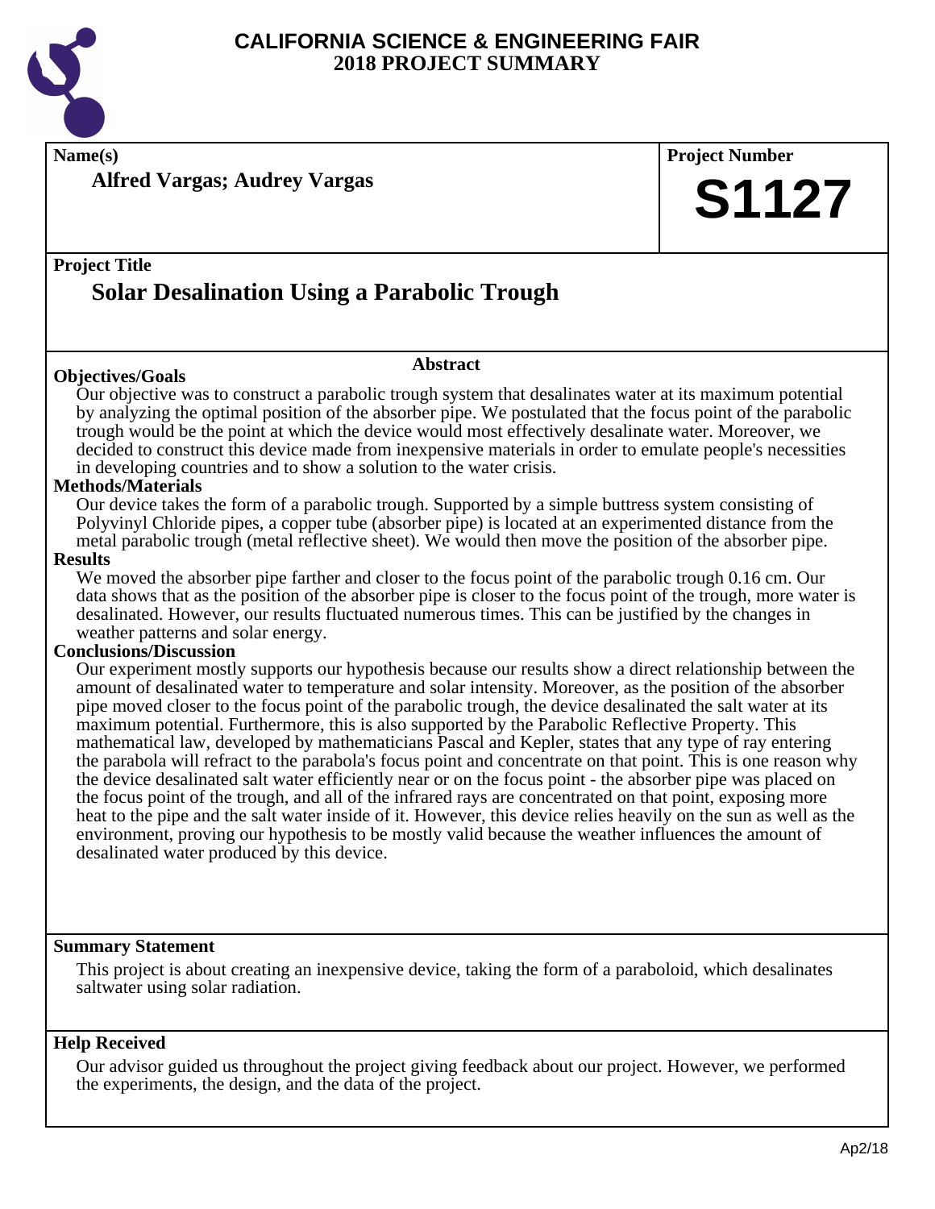# CALIFORNIA SCIENCE & ENGINEERING FAIR
## 2018 PROJECT SUMMARY

**Name(s)**

**Alfred Vargas; Audrey Vargas**

**Project Number**

**S1127**

**Project Title**

## Solar Desalination Using a Parabolic Trough

### Abstract

**Objectives/Goals**

Our objective was to construct a parabolic trough system that desalinates water at its maximum potential by analyzing the optimal position of the absorber pipe. We postulated that the focus point of the parabolic trough would be the point at which the device would most effectively desalinate water. Moreover, we decided to construct this device made from inexpensive materials in order to emulate people's necessities in developing countries and to show a solution to the water crisis.

**Methods/Materials**

Our device takes the form of a parabolic trough. Supported by a simple buttress system consisting of Polyvinyl Chloride pipes, a copper tube (absorber pipe) is located at an experimented distance from the metal parabolic trough (metal reflective sheet). We would then move the position of the absorber pipe.

**Results**

We moved the absorber pipe farther and closer to the focus point of the parabolic trough 0.16 cm. Our data shows that as the position of the absorber pipe is closer to the focus point of the trough, more water is desalinated. However, our results fluctuated numerous times. This can be justified by the changes in weather patterns and solar energy.

**Conclusions/Discussion**

Our experiment mostly supports our hypothesis because our results show a direct relationship between the amount of desalinated water to temperature and solar intensity. Moreover, as the position of the absorber pipe moved closer to the focus point of the parabolic trough, the device desalinated the salt water at its maximum potential. Furthermore, this is also supported by the Parabolic Reflective Property. This mathematical law, developed by mathematicians Pascal and Kepler, states that any type of ray entering the parabola will refract to the parabola's focus point and concentrate on that point. This is one reason why the device desalinated salt water efficiently near or on the focus point - the absorber pipe was placed on the focus point of the trough, and all of the infrared rays are concentrated on that point, exposing more heat to the pipe and the salt water inside of it. However, this device relies heavily on the sun as well as the environment, proving our hypothesis to be mostly valid because the weather influences the amount of desalinated water produced by this device.

**Summary Statement**

This project is about creating an inexpensive device, taking the form of a paraboloid, which desalinates saltwater using solar radiation.

**Help Received**

Our advisor guided us throughout the project giving feedback about our project. However, we performed the experiments, the design, and the data of the project.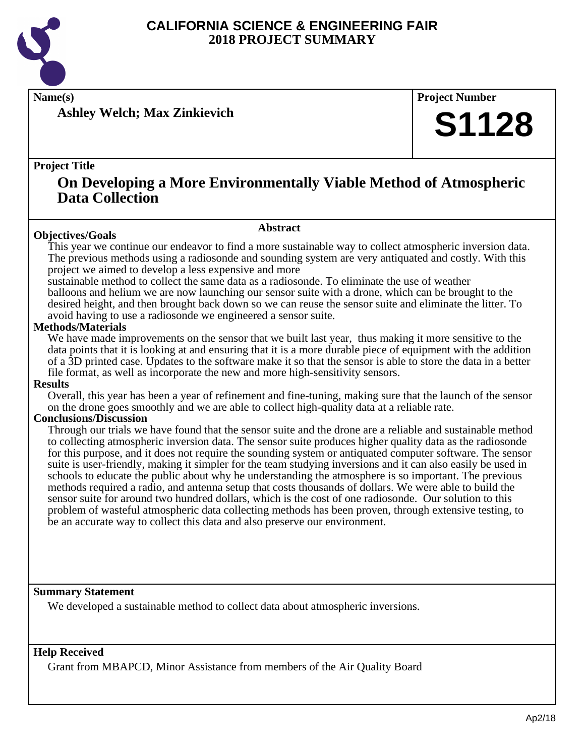# CALIFORNIA SCIENCE & ENGINEERING FAIR
# 2018 PROJECT SUMMARY

**Name(s)**

**Ashley Welch; Max Zinkievich**

**Project Number**

**S1128**

**Project Title**

## On Developing a More Environmentally Viable Method of Atmospheric Data Collection

**Abstract**

**Objectives/Goals**

This year we continue our endeavor to find a more sustainable way to collect atmospheric inversion data. The previous methods using a radiosonde and sounding system are very antiquated and costly. With this project we aimed to develop a less expensive and more sustainable method to collect the same data as a radiosonde. To eliminate the use of weather balloons and helium we are now launching our sensor suite with a drone, which can be brought to the desired height, and then brought back down so we can reuse the sensor suite and eliminate the litter. To avoid having to use a radiosonde we engineered a sensor suite.

**Methods/Materials**

We have made improvements on the sensor that we built last year, thus making it more sensitive to the data points that it is looking at and ensuring that it is a more durable piece of equipment with the addition of a 3D printed case. Updates to the software make it so that the sensor is able to store the data in a better file format, as well as incorporate the new and more high-sensitivity sensors.

**Results**

Overall, this year has been a year of refinement and fine-tuning, making sure that the launch of the sensor on the drone goes smoothly and we are able to collect high-quality data at a reliable rate.

**Conclusions/Discussion**

Through our trials we have found that the sensor suite and the drone are a reliable and sustainable method to collecting atmospheric inversion data. The sensor suite produces higher quality data as the radiosonde for this purpose, and it does not require the sounding system or antiquated computer software. The sensor suite is user-friendly, making it simpler for the team studying inversions and it can also easily be used in schools to educate the public about why he understanding the atmosphere is so important. The previous methods required a radio, and antenna setup that costs thousands of dollars. We were able to build the sensor suite for around two hundred dollars, which is the cost of one radiosonde. Our solution to this problem of wasteful atmospheric data collecting methods has been proven, through extensive testing, to be an accurate way to collect this data and also preserve our environment.

**Summary Statement**

We developed a sustainable method to collect data about atmospheric inversions.

**Help Received**

Grant from MBAPCD, Minor Assistance from members of the Air Quality Board